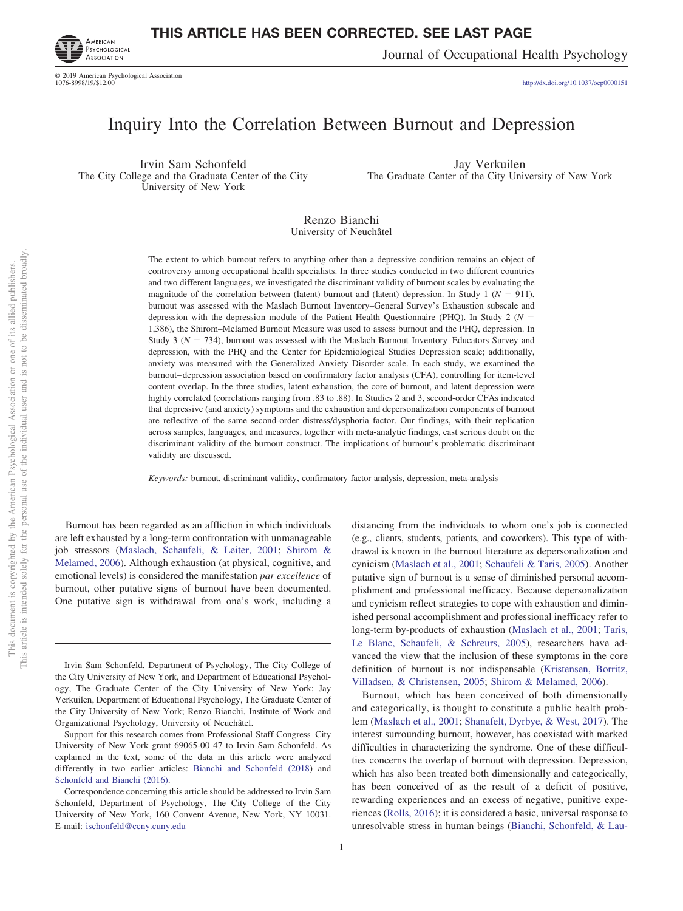THIS ARTICLE HAS BEEN CORRECTED. SEE LAST PAGE

# Inquiry Into the Correlation Between Burnout and Depression

Irvin Sam Schonfeld
The City College and the Graduate Center of the City University of New York

Jay Verkuilen
The Graduate Center of the City University of New York

Renzo Bianchi
University of Neuchâtel

The extent to which burnout refers to anything other than a depressive condition remains an object of controversy among occupational health specialists. In three studies conducted in two different countries and two different languages, we investigated the discriminant validity of burnout scales by evaluating the magnitude of the correlation between (latent) burnout and (latent) depression. In Study 1 ($N = 911$), burnout was assessed with the Maslach Burnout Inventory–General Survey's Exhaustion subscale and depression with the depression module of the Patient Health Questionnaire (PHQ). In Study 2 ($N = 1,386$), the Shirom–Melamed Burnout Measure was used to assess burnout and the PHQ, depression. In Study 3 ($N = 734$), burnout was assessed with the Maslach Burnout Inventory–Educators Survey and depression, with the PHQ and the Center for Epidemiological Studies Depression scale; additionally, anxiety was measured with the Generalized Anxiety Disorder scale. In each study, we examined the burnout–depression association based on confirmatory factor analysis (CFA), controlling for item-level content overlap. In the three studies, latent exhaustion, the core of burnout, and latent depression were highly correlated (correlations ranging from .83 to .88). In Studies 2 and 3, second-order CFAs indicated that depressive (and anxiety) symptoms and the exhaustion and depersonalization components of burnout are reflective of the same second-order distress/dysphoria factor. Our findings, with their replication across samples, languages, and measures, together with meta-analytic findings, cast serious doubt on the discriminant validity of the burnout construct. The implications of burnout's problematic discriminant validity are discussed.

*Keywords:* burnout, discriminant validity, confirmatory factor analysis, depression, meta-analysis

Burnout has been regarded as an affliction in which individuals are left exhausted by a long-term confrontation with unmanageable job stressors (Maslach, Schaufeli, & Leiter, 2001; Shirom & Melamed, 2006). Although exhaustion (at physical, cognitive, and emotional levels) is considered the manifestation *par excellence* of burnout, other putative signs of burnout have been documented. One putative sign is withdrawal from one's work, including a distancing from the individuals to whom one's job is connected (e.g., clients, students, patients, and coworkers). This type of withdrawal is known in the burnout literature as depersonalization and cynicism (Maslach et al., 2001; Schaufeli & Taris, 2005). Another putative sign of burnout is a sense of diminished personal accomplishment and professional inefficacy. Because depersonalization and cynicism reflect strategies to cope with exhaustion and diminished personal accomplishment and professional inefficacy refer to long-term by-products of exhaustion (Maslach et al., 2001; Taris, Le Blanc, Schaufeli, & Schreurs, 2005), researchers have advanced the view that the inclusion of these symptoms in the core definition of burnout is not indispensable (Kristensen, Borritz, Villadsen, & Christensen, 2005; Shirom & Melamed, 2006).

Burnout, which has been conceived of both dimensionally and categorically, is thought to constitute a public health problem (Maslach et al., 2001; Shanafelt, Dyrbye, & West, 2017). The interest surrounding burnout, however, has coexisted with marked difficulties in characterizing the syndrome. One of these difficulties concerns the overlap of burnout with depression. Depression, which has also been treated both dimensionally and categorically, has been conceived of as the result of a deficit of positive, rewarding experiences and an excess of negative, punitive experiences (Rolls, 2016); it is considered a basic, universal response to unresolvable stress in human beings (Bianchi, Schonfeld, & Lau-

---

Irvin Sam Schonfeld, Department of Psychology, The City College of the City University of New York, and Department of Educational Psychology, The Graduate Center of the City University of New York; Jay Verkuilen, Department of Educational Psychology, The Graduate Center of the City University of New York; Renzo Bianchi, Institute of Work and Organizational Psychology, University of Neuchâtel.

Support for this research comes from Professional Staff Congress–City University of New York grant 69065-00 47 to Irvin Sam Schonfeld. As explained in the text, some of the data in this article were analyzed differently in two earlier articles: Bianchi and Schonfeld (2018) and Schonfeld and Bianchi (2016).

Correspondence concerning this article should be addressed to Irvin Sam Schonfeld, Department of Psychology, The City College of the City University of New York, 160 Convent Avenue, New York, NY 10031. E-mail: ischonfeld@ccny.cuny.edu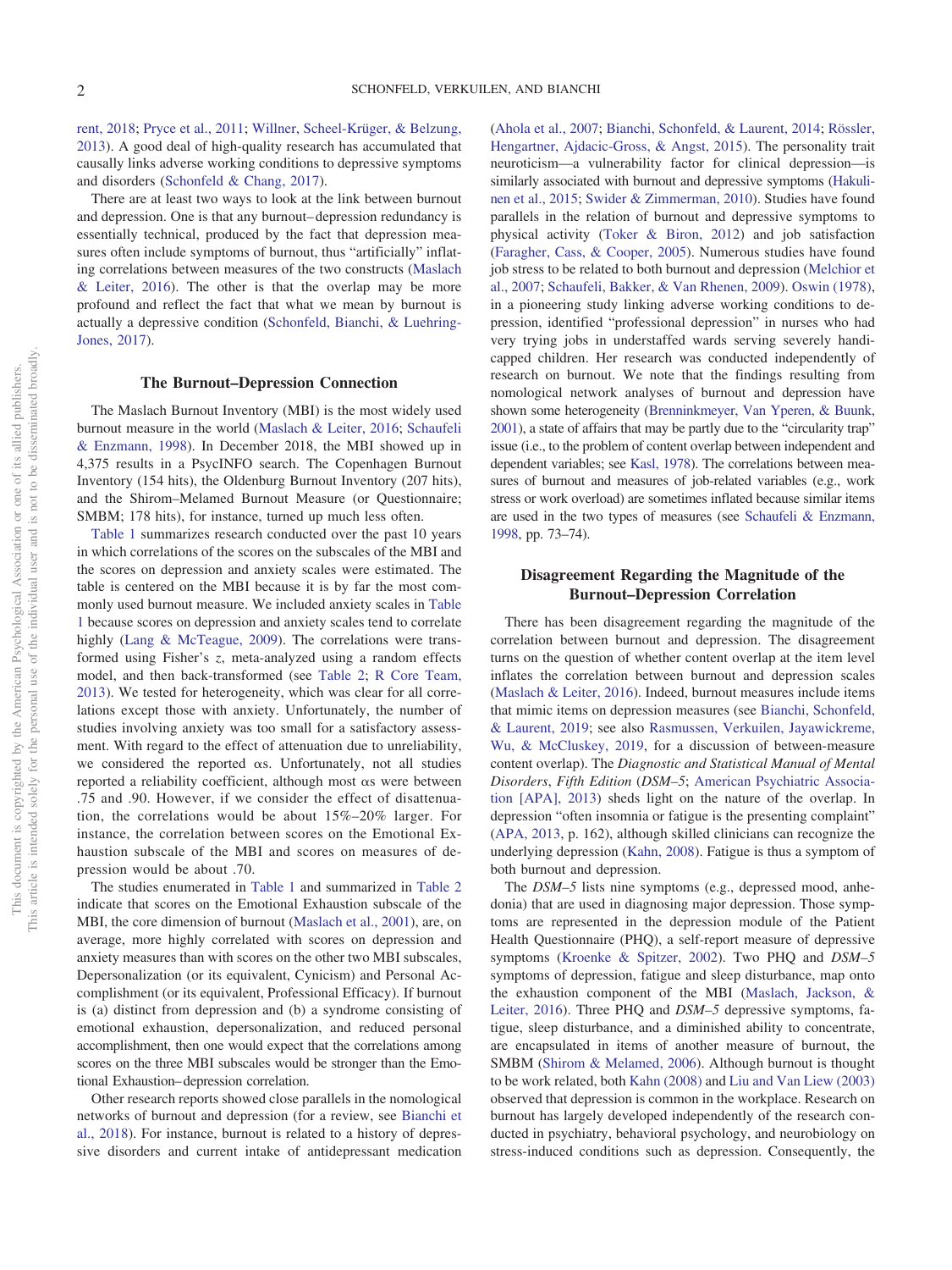rent, 2018; Pryce et al., 2011; Willner, Scheel-Krüger, & Belzung, 2013). A good deal of high-quality research has accumulated that causally links adverse working conditions to depressive symptoms and disorders (Schonfeld & Chang, 2017).

There are at least two ways to look at the link between burnout and depression. One is that any burnout–depression redundancy is essentially technical, produced by the fact that depression measures often include symptoms of burnout, thus "artificially" inflating correlations between measures of the two constructs (Maslach & Leiter, 2016). The other is that the overlap may be more profound and reflect the fact that what we mean by burnout is actually a depressive condition (Schonfeld, Bianchi, & Luehring-Jones, 2017).

## The Burnout–Depression Connection

The Maslach Burnout Inventory (MBI) is the most widely used burnout measure in the world (Maslach & Leiter, 2016; Schaufeli & Enzmann, 1998). In December 2018, the MBI showed up in 4,375 results in a PsycINFO search. The Copenhagen Burnout Inventory (154 hits), the Oldenburg Burnout Inventory (207 hits), and the Shirom–Melamed Burnout Measure (or Questionnaire; SMBM; 178 hits), for instance, turned up much less often.

Table 1 summarizes research conducted over the past 10 years in which correlations of the scores on the subscales of the MBI and the scores on depression and anxiety scales were estimated. The table is centered on the MBI because it is by far the most commonly used burnout measure. We included anxiety scales in Table 1 because scores on depression and anxiety scales tend to correlate highly (Lang & McTeague, 2009). The correlations were transformed using Fisher's *z*, meta-analyzed using a random effects model, and then back-transformed (see Table 2; R Core Team, 2013). We tested for heterogeneity, which was clear for all correlations except those with anxiety. Unfortunately, the number of studies involving anxiety was too small for a satisfactory assessment. With regard to the effect of attenuation due to unreliability, we considered the reported αs. Unfortunately, not all studies reported a reliability coefficient, although most αs were between .75 and .90. However, if we consider the effect of disattenuation, the correlations would be about 15%–20% larger. For instance, the correlation between scores on the Emotional Exhaustion subscale of the MBI and scores on measures of depression would be about .70.

The studies enumerated in Table 1 and summarized in Table 2 indicate that scores on the Emotional Exhaustion subscale of the MBI, the core dimension of burnout (Maslach et al., 2001), are, on average, more highly correlated with scores on depression and anxiety measures than with scores on the other two MBI subscales, Depersonalization (or its equivalent, Cynicism) and Personal Accomplishment (or its equivalent, Professional Efficacy). If burnout is (a) distinct from depression and (b) a syndrome consisting of emotional exhaustion, depersonalization, and reduced personal accomplishment, then one would expect that the correlations among scores on the three MBI subscales would be stronger than the Emotional Exhaustion–depression correlation.

Other research reports showed close parallels in the nomological networks of burnout and depression (for a review, see Bianchi et al., 2018). For instance, burnout is related to a history of depressive disorders and current intake of antidepressant medication (Ahola et al., 2007; Bianchi, Schonfeld, & Laurent, 2014; Rössler, Hengartner, Ajdacic-Gross, & Angst, 2015). The personality trait neuroticism—a vulnerability factor for clinical depression—is similarly associated with burnout and depressive symptoms (Hakulinen et al., 2015; Swider & Zimmerman, 2010). Studies have found parallels in the relation of burnout and depressive symptoms to physical activity (Toker & Biron, 2012) and job satisfaction (Faragher, Cass, & Cooper, 2005). Numerous studies have found job stress to be related to both burnout and depression (Melchior et al., 2007; Schaufeli, Bakker, & Van Rhenen, 2009). Oswin (1978), in a pioneering study linking adverse working conditions to depression, identified "professional depression" in nurses who had very trying jobs in understaffed wards serving severely handicapped children. Her research was conducted independently of research on burnout. We note that the findings resulting from nomological network analyses of burnout and depression have shown some heterogeneity (Brenninkmeyer, Van Yperen, & Buunk, 2001), a state of affairs that may be partly due to the "circularity trap" issue (i.e., to the problem of content overlap between independent and dependent variables; see Kasl, 1978). The correlations between measures of burnout and measures of job-related variables (e.g., work stress or work overload) are sometimes inflated because similar items are used in the two types of measures (see Schaufeli & Enzmann, 1998, pp. 73–74).

## Disagreement Regarding the Magnitude of the Burnout–Depression Correlation

There has been disagreement regarding the magnitude of the correlation between burnout and depression. The disagreement turns on the question of whether content overlap at the item level inflates the correlation between burnout and depression scales (Maslach & Leiter, 2016). Indeed, burnout measures include items that mimic items on depression measures (see Bianchi, Schonfeld, & Laurent, 2019; see also Rasmussen, Verkuilen, Jayawickreme, Wu, & McCluskey, 2019, for a discussion of between-measure content overlap). The *Diagnostic and Statistical Manual of Mental Disorders, Fifth Edition* (*DSM–5*; American Psychiatric Association [APA], 2013) sheds light on the nature of the overlap. In depression "often insomnia or fatigue is the presenting complaint" (APA, 2013, p. 162), although skilled clinicians can recognize the underlying depression (Kahn, 2008). Fatigue is thus a symptom of both burnout and depression.

The *DSM–5* lists nine symptoms (e.g., depressed mood, anhedonia) that are used in diagnosing major depression. Those symptoms are represented in the depression module of the Patient Health Questionnaire (PHQ), a self-report measure of depressive symptoms (Kroenke & Spitzer, 2002). Two PHQ and *DSM–5* symptoms of depression, fatigue and sleep disturbance, map onto the exhaustion component of the MBI (Maslach, Jackson, & Leiter, 2016). Three PHQ and *DSM–5* depressive symptoms, fatigue, sleep disturbance, and a diminished ability to concentrate, are encapsulated in items of another measure of burnout, the SMBM (Shirom & Melamed, 2006). Although burnout is thought to be work related, both Kahn (2008) and Liu and Van Liew (2003) observed that depression is common in the workplace. Research on burnout has largely developed independently of the research conducted in psychiatry, behavioral psychology, and neurobiology on stress-induced conditions such as depression. Consequently, the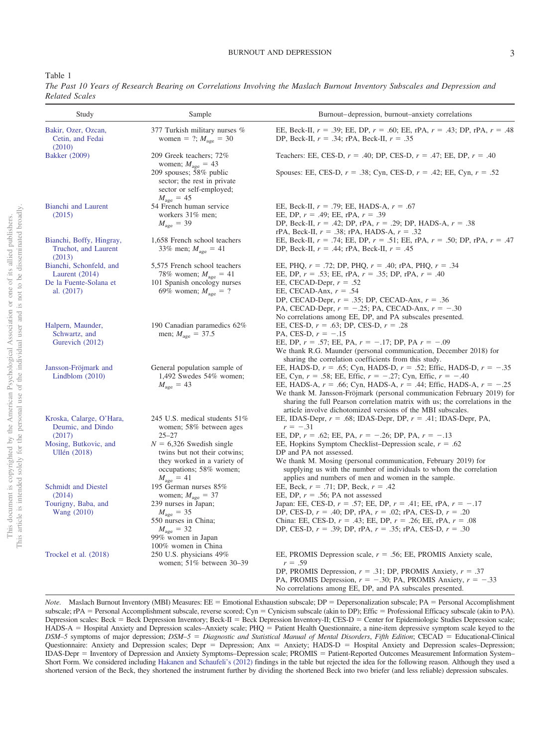Table 1

*The Past 10 Years of Research Bearing on Correlations Involving the Maslach Burnout Inventory Subscales and Depression and Related Scales*

| Study | Sample | Burnout–depression, burnout–anxiety correlations |
|---|---|---|
| Bakir, Ozer, Ozcan, Cetin, and Fedai (2010) | 377 Turkish military nurses % women = ?; $M_{age}$ = 30 | EE, Beck-II, $r$ = .39; EE, DP, $r$ = .60; EE, rPA, $r$ = .43; DP, rPA, $r$ = .48<br>DP, Beck-II, $r$ = .34; rPA, Beck-II, $r$ = .35 |
| Bakker (2009) | 209 Greek teachers; 72% women; $M_{age}$ = 43 | Teachers: EE, CES-D, $r$ = .40; DP, CES-D, $r$ = .47; EE, DP, $r$ = .40 |
| | 209 spouses; 58% public sector; the rest in private sector or self-employed; $M_{age}$ = 45 | Spouses: EE, CES-D, $r$ = .38; Cyn, CES-D, $r$ = .42; EE, Cyn, $r$ = .52 |
| Bianchi and Laurent (2015) | 54 French human service workers 31% men; $M_{age}$ = 39 | EE, Beck-II, $r$ = .79; EE, HADS-A, $r$ = .67<br>EE, DP, $r$ = .49; EE, rPA, $r$ = .39<br>DP, Beck-II, $r$ = .42; DP, rPA, $r$ = .29; DP, HADS-A, $r$ = .38<br>rPA, Beck-II, $r$ = .38; rPA, HADS-A, $r$ = .32 |
| Bianchi, Boffy, Hingray, Truchot, and Laurent (2013) | 1,658 French school teachers 33% men; $M_{age}$ = 41 | EE, Beck-II, $r$ = .74; EE, DP, $r$ = .51; EE, rPA, $r$ = .50; DP, rPA, $r$ = .47<br>DP, Beck-II, $r$ = .44; rPA, Beck-II, $r$ = .45 |
| Bianchi, Schonfeld, and Laurent (2014) | 5,575 French school teachers 78% women; $M_{age}$ = 41 | EE, PHQ, $r$ = .72; DP, PHQ, $r$ = .40; rPA, PHQ, $r$ = .34<br>EE, DP, $r$ = .53; EE, rPA, $r$ = .35; DP, rPA, $r$ = .40 |
| De la Fuente-Solana et al. (2017) | 101 Spanish oncology nurses 69% women; $M_{age}$ = ? | EE, CECAD-Depr, $r$ = .52<br>EE, CECAD-Anx, $r$ = .54<br>DP, CECAD-Depr, $r$ = .35; DP, CECAD-Anx, $r$ = .36<br>PA, CECAD-Depr, $r$ = −.25; PA, CECAD-Anx, $r$ = −.30<br>No correlations among EE, DP, and PA subscales presented. |
| Halpern, Maunder, Schwartz, and Gurevich (2012) | 190 Canadian paramedics 62% men; $M_{age}$ = 37.5 | EE, CES-D, $r$ = .63; DP, CES-D, $r$ = .28<br>PA, CES-D, $r$ = −.15<br>EE, DP, $r$ = .57; EE, PA, $r$ = −.17; DP, PA $r$ = −.09<br>We thank R.G. Maunder (personal communication, December 2018) for sharing the correlation coefficients from this study. |
| Jansson-Fröjmark and Lindblom (2010) | General population sample of 1,492 Swedes 54% women; $M_{age}$ = 43 | EE, HADS-D, $r$ = .65; Cyn, HADS-D, $r$ = .52; Effic, HADS-D, $r$ = −.35<br>EE, Cyn, $r$ = .58; EE, Effic, $r$ = −.27; Cyn, Effic, $r$ = −.40<br>EE, HADS-A, $r$ = .66; Cyn, HADS-A, $r$ = .44; Effic, HADS-A, $r$ = −.25<br>We thank M. Jansson-Fröjmark (personal communication February 2019) for sharing the full Pearson correlation matrix with us; the correlations in the article involve dichotomized versions of the MBI subscales. |
| Kroska, Calarge, O'Hara, Deumic, and Dindo (2017) | 245 U.S. medical students 51% women; 58% between ages 25–27 | EE, IDAS-Depr, $r$ = .68; IDAS-Depr, DP, $r$ = .41; IDAS-Depr, PA, $r$ = −.31<br>EE, DP, $r$ = .62; EE, PA, $r$ = −.26; DP, PA, $r$ = −.13 |
| Mosing, Butkovic, and Ullén (2018) | $N$ = 6,326 Swedish single twins but not their cotwins; they worked in a variety of occupations; 58% women; $M_{age}$ = 41 | EE, Hopkins Symptom Checklist–Depression scale, $r$ = .62<br>DP and PA not assessed.<br>We thank M. Mosing (personal communication, February 2019) for supplying us with the number of individuals to whom the correlation applies and numbers of men and women in the sample. |
| Schmidt and Diestel (2014) | 195 German nurses 85% women; $M_{age}$ = 37 | EE, Beck, $r$ = .71; DP, Beck, $r$ = .42<br>EE, DP, $r$ = .56; PA not assessed |
| Tourigny, Baba, and Wang (2010) | 239 nurses in Japan; $M_{age}$ = 35<br>550 nurses in China; $M_{age}$ = 32<br>99% women in Japan<br>100% women in China | Japan: EE, CES-D, $r$ = .57; EE, DP, $r$ = .41; EE, rPA, $r$ = −.17<br>DP, CES-D, $r$ = .40; DP, rPA, $r$ = .02; rPA, CES-D, $r$ = .20<br>China: EE, CES-D, $r$ = .43; EE, DP, $r$ = .26; EE, rPA, $r$ = .08<br>DP, CES-D, $r$ = .39; DP, rPA, $r$ = .35; rPA, CES-D, $r$ = .30 |
| Trockel et al. (2018) | 250 U.S. physicians 49% women; 51% between 30–39 | EE, PROMIS Depression scale, $r$ = .56; EE, PROMIS Anxiety scale, $r$ = .59<br>DP, PROMIS Depression, $r$ = .31; DP, PROMIS Anxiety, $r$ = .37<br>PA, PROMIS Depression, $r$ = −.30; PA, PROMIS Anxiety, $r$ = −.33<br>No correlations among EE, DP, and PA subscales presented. |

*Note.* Maslach Burnout Inventory (MBI) Measures: EE = Emotional Exhaustion subscale; DP = Depersonalization subscale; PA = Personal Accomplishment subscale; rPA = Personal Accomplishment subscale, reverse scored; Cyn = Cynicism subscale (akin to DP); Effic = Professional Efficacy subscale (akin to PA). Depression scales: Beck = Beck Depression Inventory; Beck-II = Beck Depression Inventory-II; CES-D = Center for Epidemiologic Studies Depression scale; HADS-A = Hospital Anxiety and Depression scales–Anxiety scale; PHQ = Patient Health Questionnaire, a nine-item depressive symptom scale keyed to the *DSM–5* symptoms of major depression; *DSM–5* = *Diagnostic and Statistical Manual of Mental Disorders, Fifth Edition*; CECAD = Educational-Clinical Questionnaire: Anxiety and Depression scales; Depr = Depression; Anx = Anxiety; HADS-D = Hospital Anxiety and Depression scales–Depression; IDAS-Depr = Inventory of Depression and Anxiety Symptoms–Depression scale; PROMIS = Patient-Reported Outcomes Measurement Information System–Short Form. We considered including Hakanen and Schaufeli's (2012) findings in the table but rejected the idea for the following reason. Although they used a shortened version of the Beck, they shortened the instrument further by dividing the shortened Beck into two briefer (and less reliable) depression subscales.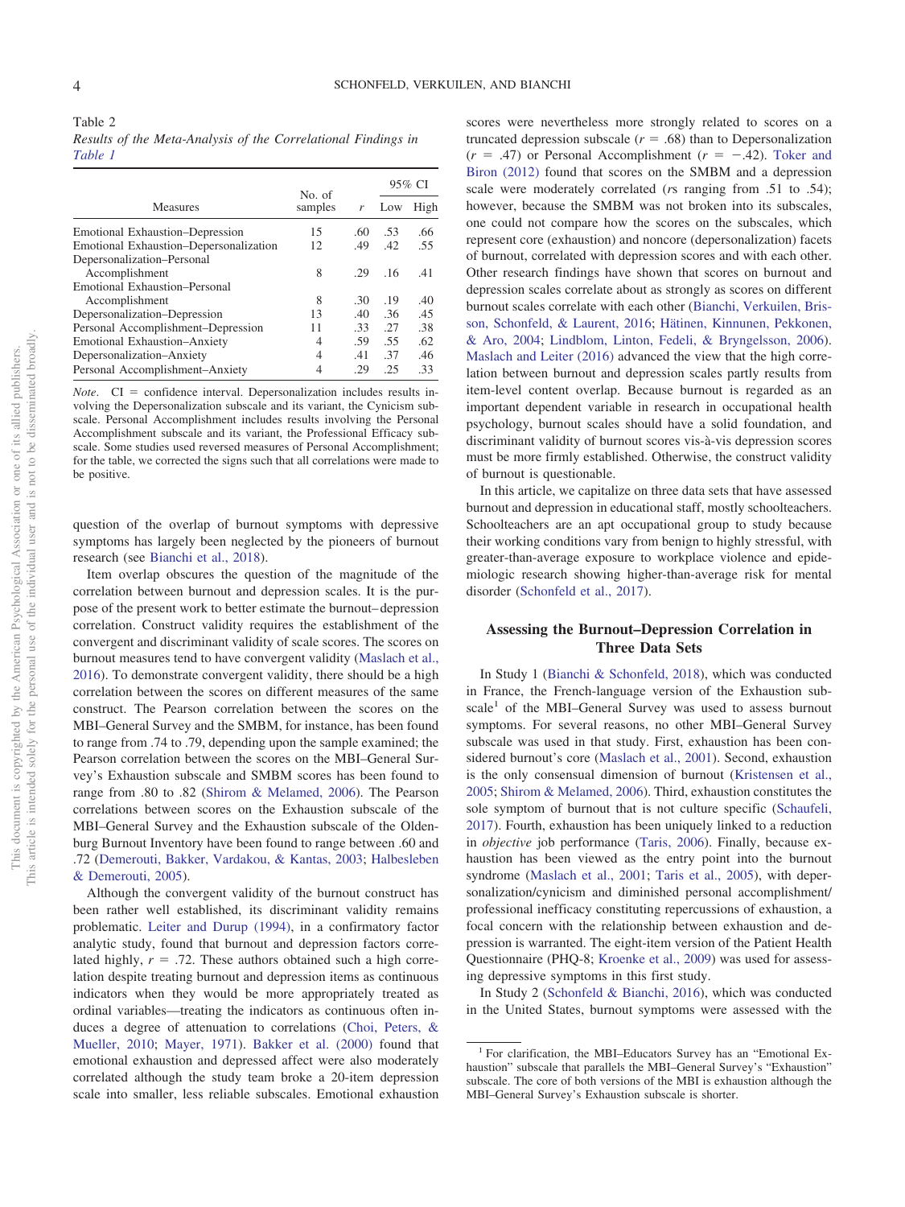Table 2
*Results of the Meta-Analysis of the Correlational Findings in Table 1*

| Measures | No. of samples | $r$ | 95% CI | |
|---|---|---|---|---|
| | | | Low | High |
| Emotional Exhaustion–Depression | 15 | .60 | .53 | .66 |
| Emotional Exhaustion–Depersonalization | 12 | .49 | .42 | .55 |
| Depersonalization–Personal Accomplishment | 8 | .29 | .16 | .41 |
| Emotional Exhaustion–Personal Accomplishment | 8 | .30 | .19 | .40 |
| Depersonalization–Depression | 13 | .40 | .36 | .45 |
| Personal Accomplishment–Depression | 11 | .33 | .27 | .38 |
| Emotional Exhaustion–Anxiety | 4 | .59 | .55 | .62 |
| Depersonalization–Anxiety | 4 | .41 | .37 | .46 |
| Personal Accomplishment–Anxiety | 4 | .29 | .25 | .33 |

*Note*. CI = confidence interval. Depersonalization includes results involving the Depersonalization subscale and its variant, the Cynicism subscale. Personal Accomplishment includes results involving the Personal Accomplishment subscale and its variant, the Professional Efficacy subscale. Some studies used reversed measures of Personal Accomplishment; for the table, we corrected the signs such that all correlations were made to be positive.

question of the overlap of burnout symptoms with depressive symptoms has largely been neglected by the pioneers of burnout research (see Bianchi et al., 2018).

Item overlap obscures the question of the magnitude of the correlation between burnout and depression scales. It is the purpose of the present work to better estimate the burnout–depression correlation. Construct validity requires the establishment of the convergent and discriminant validity of scale scores. The scores on burnout measures tend to have convergent validity (Maslach et al., 2016). To demonstrate convergent validity, there should be a high correlation between the scores on different measures of the same construct. The Pearson correlation between the scores on the MBI–General Survey and the SMBM, for instance, has been found to range from .74 to .79, depending upon the sample examined; the Pearson correlation between the scores on the MBI–General Survey's Exhaustion subscale and SMBM scores has been found to range from .80 to .82 (Shirom & Melamed, 2006). The Pearson correlations between scores on the Exhaustion subscale of the MBI–General Survey and the Exhaustion subscale of the Oldenburg Burnout Inventory have been found to range between .60 and .72 (Demerouti, Bakker, Vardakou, & Kantas, 2003; Halbesleben & Demerouti, 2005).

Although the convergent validity of the burnout construct has been rather well established, its discriminant validity remains problematic. Leiter and Durup (1994), in a confirmatory factor analytic study, found that burnout and depression factors correlated highly, $r = .72$. These authors obtained such a high correlation despite treating burnout and depression items as continuous indicators when they would be more appropriately treated as ordinal variables—treating the indicators as continuous often induces a degree of attenuation to correlations (Choi, Peters, & Mueller, 2010; Mayer, 1971). Bakker et al. (2000) found that emotional exhaustion and depressed affect were also moderately correlated although the study team broke a 20-item depression scale into smaller, less reliable subscales. Emotional exhaustion scores were nevertheless more strongly related to scores on a truncated depression subscale ($r = .68$) than to Depersonalization ($r = .47$) or Personal Accomplishment ($r = -.42$). Toker and Biron (2012) found that scores on the SMBM and a depression scale were moderately correlated ($r$s ranging from .51 to .54); however, because the SMBM was not broken into its subscales, one could not compare how the scores on the subscales, which represent core (exhaustion) and noncore (depersonalization) facets of burnout, correlated with depression scores and with each other. Other research findings have shown that scores on burnout and depression scales correlate about as strongly as scores on different burnout scales correlate with each other (Bianchi, Verkuilen, Brisson, Schonfeld, & Laurent, 2016; Hätinen, Kinnunen, Pekkonen, & Aro, 2004; Lindblom, Linton, Fedeli, & Bryngelsson, 2006). Maslach and Leiter (2016) advanced the view that the high correlation between burnout and depression scales partly results from item-level content overlap. Because burnout is regarded as an important dependent variable in research in occupational health psychology, burnout scales should have a solid foundation, and discriminant validity of burnout scores vis-à-vis depression scores must be more firmly established. Otherwise, the construct validity of burnout is questionable.

In this article, we capitalize on three data sets that have assessed burnout and depression in educational staff, mostly schoolteachers. Schoolteachers are an apt occupational group to study because their working conditions vary from benign to highly stressful, with greater-than-average exposure to workplace violence and epidemiologic research showing higher-than-average risk for mental disorder (Schonfeld et al., 2017).

## Assessing the Burnout–Depression Correlation in Three Data Sets

In Study 1 (Bianchi & Schonfeld, 2018), which was conducted in France, the French-language version of the Exhaustion subscale[1] of the MBI–General Survey was used to assess burnout symptoms. For several reasons, no other MBI–General Survey subscale was used in that study. First, exhaustion has been considered burnout's core (Maslach et al., 2001). Second, exhaustion is the only consensual dimension of burnout (Kristensen et al., 2005; Shirom & Melamed, 2006). Third, exhaustion constitutes the sole symptom of burnout that is not culture specific (Schaufeli, 2017). Fourth, exhaustion has been uniquely linked to a reduction in *objective* job performance (Taris, 2006). Finally, because exhaustion has been viewed as the entry point into the burnout syndrome (Maslach et al., 2001; Taris et al., 2005), with depersonalization/cynicism and diminished personal accomplishment/professional inefficacy constituting repercussions of exhaustion, a focal concern with the relationship between exhaustion and depression is warranted. The eight-item version of the Patient Health Questionnaire (PHQ-8; Kroenke et al., 2009) was used for assessing depressive symptoms in this first study.

In Study 2 (Schonfeld & Bianchi, 2016), which was conducted in the United States, burnout symptoms were assessed with the

[1] For clarification, the MBI–Educators Survey has an "Emotional Exhaustion" subscale that parallels the MBI–General Survey's "Exhaustion" subscale. The core of both versions of the MBI is exhaustion although the MBI–General Survey's Exhaustion subscale is shorter.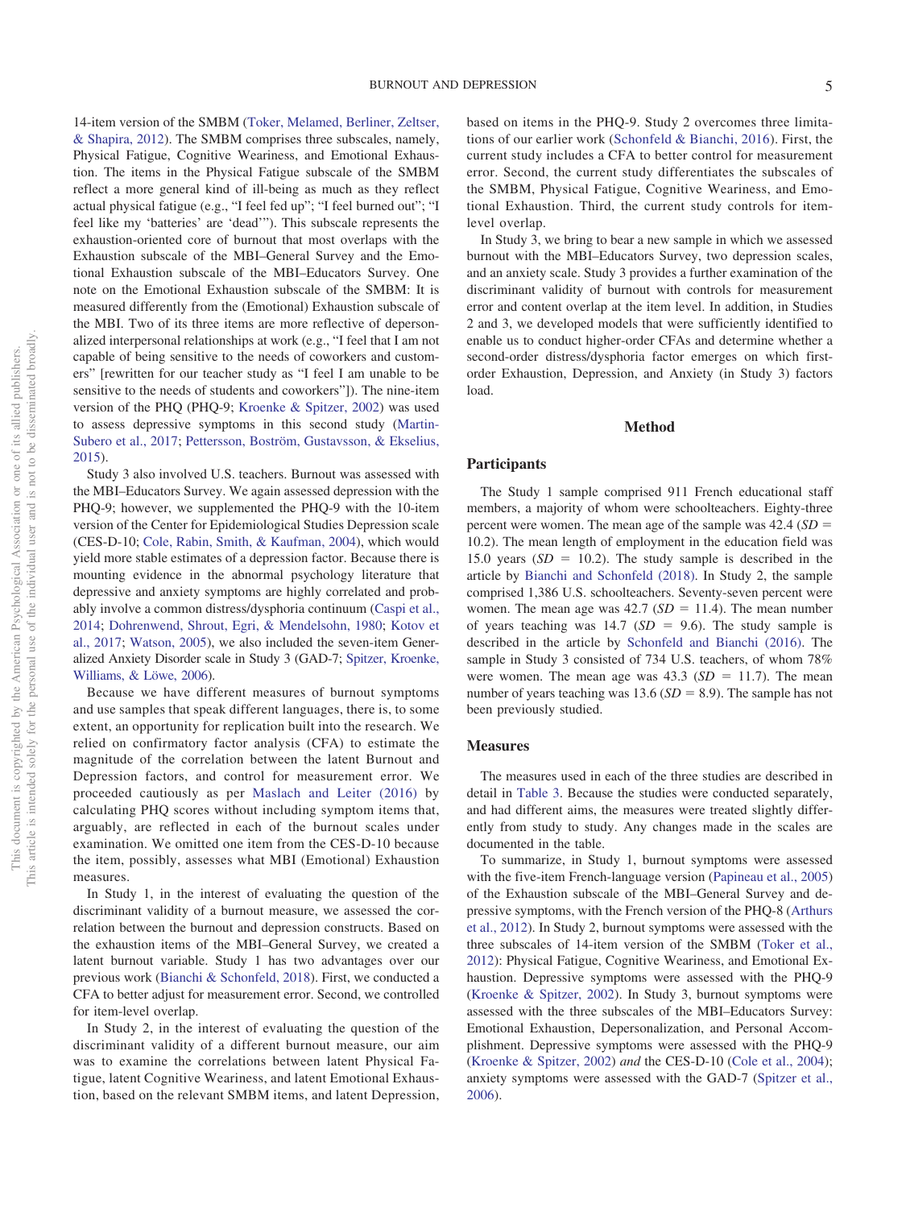14-item version of the SMBM (Toker, Melamed, Berliner, Zeltser, & Shapira, 2012). The SMBM comprises three subscales, namely, Physical Fatigue, Cognitive Weariness, and Emotional Exhaustion. The items in the Physical Fatigue subscale of the SMBM reflect a more general kind of ill-being as much as they reflect actual physical fatigue (e.g., "I feel fed up"; "I feel burned out"; "I feel like my 'batteries' are 'dead'"). This subscale represents the exhaustion-oriented core of burnout that most overlaps with the Exhaustion subscale of the MBI–General Survey and the Emotional Exhaustion subscale of the MBI–Educators Survey. One note on the Emotional Exhaustion subscale of the SMBM: It is measured differently from the (Emotional) Exhaustion subscale of the MBI. Two of its three items are more reflective of depersonalized interpersonal relationships at work (e.g., "I feel that I am not capable of being sensitive to the needs of coworkers and customers" [rewritten for our teacher study as "I feel I am unable to be sensitive to the needs of students and coworkers"]). The nine-item version of the PHQ (PHQ-9; Kroenke & Spitzer, 2002) was used to assess depressive symptoms in this second study (Martin-Subero et al., 2017; Pettersson, Boström, Gustavsson, & Ekselius, 2015).

Study 3 also involved U.S. teachers. Burnout was assessed with the MBI–Educators Survey. We again assessed depression with the PHQ-9; however, we supplemented the PHQ-9 with the 10-item version of the Center for Epidemiological Studies Depression scale (CES-D-10; Cole, Rabin, Smith, & Kaufman, 2004), which would yield more stable estimates of a depression factor. Because there is mounting evidence in the abnormal psychology literature that depressive and anxiety symptoms are highly correlated and probably involve a common distress/dysphoria continuum (Caspi et al., 2014; Dohrenwend, Shrout, Egri, & Mendelsohn, 1980; Kotov et al., 2017; Watson, 2005), we also included the seven-item Generalized Anxiety Disorder scale in Study 3 (GAD-7; Spitzer, Kroenke, Williams, & Löwe, 2006).

Because we have different measures of burnout symptoms and use samples that speak different languages, there is, to some extent, an opportunity for replication built into the research. We relied on confirmatory factor analysis (CFA) to estimate the magnitude of the correlation between the latent Burnout and Depression factors, and control for measurement error. We proceeded cautiously as per Maslach and Leiter (2016) by calculating PHQ scores without including symptom items that, arguably, are reflected in each of the burnout scales under examination. We omitted one item from the CES-D-10 because the item, possibly, assesses what MBI (Emotional) Exhaustion measures.

In Study 1, in the interest of evaluating the question of the discriminant validity of a burnout measure, we assessed the correlation between the burnout and depression constructs. Based on the exhaustion items of the MBI–General Survey, we created a latent burnout variable. Study 1 has two advantages over our previous work (Bianchi & Schonfeld, 2018). First, we conducted a CFA to better adjust for measurement error. Second, we controlled for item-level overlap.

In Study 2, in the interest of evaluating the question of the discriminant validity of a different burnout measure, our aim was to examine the correlations between latent Physical Fatigue, latent Cognitive Weariness, and latent Emotional Exhaustion, based on the relevant SMBM items, and latent Depression, based on items in the PHQ-9. Study 2 overcomes three limitations of our earlier work (Schonfeld & Bianchi, 2016). First, the current study includes a CFA to better control for measurement error. Second, the current study differentiates the subscales of the SMBM, Physical Fatigue, Cognitive Weariness, and Emotional Exhaustion. Third, the current study controls for item-level overlap.

In Study 3, we bring to bear a new sample in which we assessed burnout with the MBI–Educators Survey, two depression scales, and an anxiety scale. Study 3 provides a further examination of the discriminant validity of burnout with controls for measurement error and content overlap at the item level. In addition, in Studies 2 and 3, we developed models that were sufficiently identified to enable us to conduct higher-order CFAs and determine whether a second-order distress/dysphoria factor emerges on which first-order Exhaustion, Depression, and Anxiety (in Study 3) factors load.

## Method

### Participants

The Study 1 sample comprised 911 French educational staff members, a majority of whom were schoolteachers. Eighty-three percent were women. The mean age of the sample was 42.4 ($SD$ = 10.2). The mean length of employment in the education field was 15.0 years ($SD$ = 10.2). The study sample is described in the article by Bianchi and Schonfeld (2018). In Study 2, the sample comprised 1,386 U.S. schoolteachers. Seventy-seven percent were women. The mean age was 42.7 ($SD$ = 11.4). The mean number of years teaching was 14.7 ($SD$ = 9.6). The study sample is described in the article by Schonfeld and Bianchi (2016). The sample in Study 3 consisted of 734 U.S. teachers, of whom 78% were women. The mean age was 43.3 ($SD$ = 11.7). The mean number of years teaching was 13.6 ($SD$ = 8.9). The sample has not been previously studied.

### Measures

The measures used in each of the three studies are described in detail in Table 3. Because the studies were conducted separately, and had different aims, the measures were treated slightly differently from study to study. Any changes made in the scales are documented in the table.

To summarize, in Study 1, burnout symptoms were assessed with the five-item French-language version (Papineau et al., 2005) of the Exhaustion subscale of the MBI–General Survey and depressive symptoms, with the French version of the PHQ-8 (Arthurs et al., 2012). In Study 2, burnout symptoms were assessed with the three subscales of 14-item version of the SMBM (Toker et al., 2012): Physical Fatigue, Cognitive Weariness, and Emotional Exhaustion. Depressive symptoms were assessed with the PHQ-9 (Kroenke & Spitzer, 2002). In Study 3, burnout symptoms were assessed with the three subscales of the MBI–Educators Survey: Emotional Exhaustion, Depersonalization, and Personal Accomplishment. Depressive symptoms were assessed with the PHQ-9 (Kroenke & Spitzer, 2002) *and* the CES-D-10 (Cole et al., 2004); anxiety symptoms were assessed with the GAD-7 (Spitzer et al., 2006).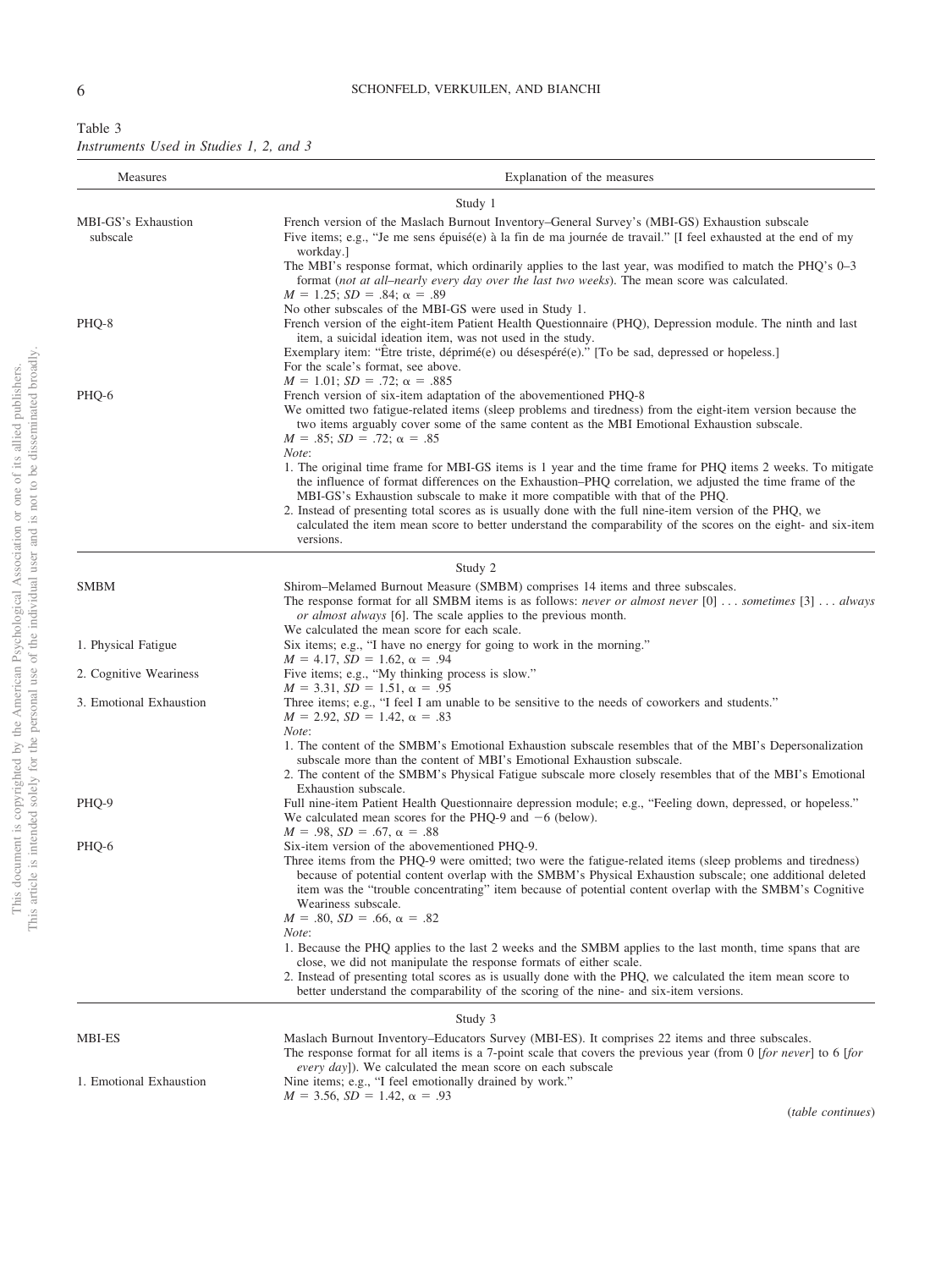Table 3
*Instruments Used in Studies 1, 2, and 3*

| Measures | Explanation of the measures |
|---|---|
| | Study 1 |
| MBI-GS's Exhaustion subscale | French version of the Maslach Burnout Inventory–General Survey's (MBI-GS) Exhaustion subscale<br>Five items; e.g., "Je me sens épuisé(e) à la fin de ma journée de travail." [I feel exhausted at the end of my workday.]<br>The MBI's response format, which ordinarily applies to the last year, was modified to match the PHQ's 0–3 format (*not at all–nearly every day over the last two weeks*). The mean score was calculated.<br>$M$ = 1.25; $SD$ = .84; α = .89<br>No other subscales of the MBI-GS were used in Study 1. |
| PHQ-8 | French version of the eight-item Patient Health Questionnaire (PHQ), Depression module. The ninth and last item, a suicidal ideation item, was not used in the study.<br>Exemplary item: "Être triste, déprimé(e) ou désespéré(e)." [To be sad, depressed or hopeless.]<br>For the scale's format, see above.<br>$M$ = 1.01; $SD$ = .72; α = .885 |
| PHQ-6 | French version of six-item adaptation of the abovementioned PHQ-8<br>We omitted two fatigue-related items (sleep problems and tiredness) from the eight-item version because the two items arguably cover some of the same content as the MBI Emotional Exhaustion subscale.<br>$M$ = .85; $SD$ = .72; α = .85<br>*Note*:<br>1. The original time frame for MBI-GS items is 1 year and the time frame for PHQ items 2 weeks. To mitigate the influence of format differences on the Exhaustion–PHQ correlation, we adjusted the time frame of the MBI-GS's Exhaustion subscale to make it more compatible with that of the PHQ.<br>2. Instead of presenting total scores as is usually done with the full nine-item version of the PHQ, we calculated the item mean score to better understand the comparability of the scores on the eight- and six-item versions. |
| | Study 2 |
| SMBM | Shirom–Melamed Burnout Measure (SMBM) comprises 14 items and three subscales.<br>The response format for all SMBM items is as follows: *never or almost never* [0] . . . *sometimes* [3] . . . *always or almost always* [6]. The scale applies to the previous month.<br>We calculated the mean score for each scale. |
| 1. Physical Fatigue | Six items; e.g., "I have no energy for going to work in the morning."<br>$M$ = 4.17, $SD$ = 1.62, α = .94 |
| 2. Cognitive Weariness | Five items; e.g., "My thinking process is slow."<br>$M$ = 3.31, $SD$ = 1.51, α = .95 |
| 3. Emotional Exhaustion | Three items; e.g., "I feel I am unable to be sensitive to the needs of coworkers and students."<br>$M$ = 2.92, $SD$ = 1.42, α = .83<br>*Note*:<br>1. The content of the SMBM's Emotional Exhaustion subscale resembles that of the MBI's Depersonalization subscale more than the content of MBI's Emotional Exhaustion subscale.<br>2. The content of the SMBM's Physical Fatigue subscale more closely resembles that of the MBI's Emotional Exhaustion subscale. |
| PHQ-9 | Full nine-item Patient Health Questionnaire depression module; e.g., "Feeling down, depressed, or hopeless."<br>We calculated mean scores for the PHQ-9 and −6 (below).<br>$M$ = .98, $SD$ = .67, α = .88 |
| PHQ-6 | Six-item version of the abovementioned PHQ-9.<br>Three items from the PHQ-9 were omitted; two were the fatigue-related items (sleep problems and tiredness) because of potential content overlap with the SMBM's Physical Exhaustion subscale; one additional deleted item was the "trouble concentrating" item because of potential content overlap with the SMBM's Cognitive Weariness subscale.<br>$M$ = .80, $SD$ = .66, α = .82<br>*Note*:<br>1. Because the PHQ applies to the last 2 weeks and the SMBM applies to the last month, time spans that are close, we did not manipulate the response formats of either scale.<br>2. Instead of presenting total scores as is usually done with the PHQ, we calculated the item mean score to better understand the comparability of the scoring of the nine- and six-item versions. |
| | Study 3 |
| MBI-ES | Maslach Burnout Inventory–Educators Survey (MBI-ES). It comprises 22 items and three subscales.<br>The response format for all items is a 7-point scale that covers the previous year (from 0 [*for never*] to 6 [*for every day*]). We calculated the mean score on each subscale |
| 1. Emotional Exhaustion | Nine items; e.g., "I feel emotionally drained by work."<br>$M$ = 3.56, $SD$ = 1.42, α = .93 |

(*table continues*)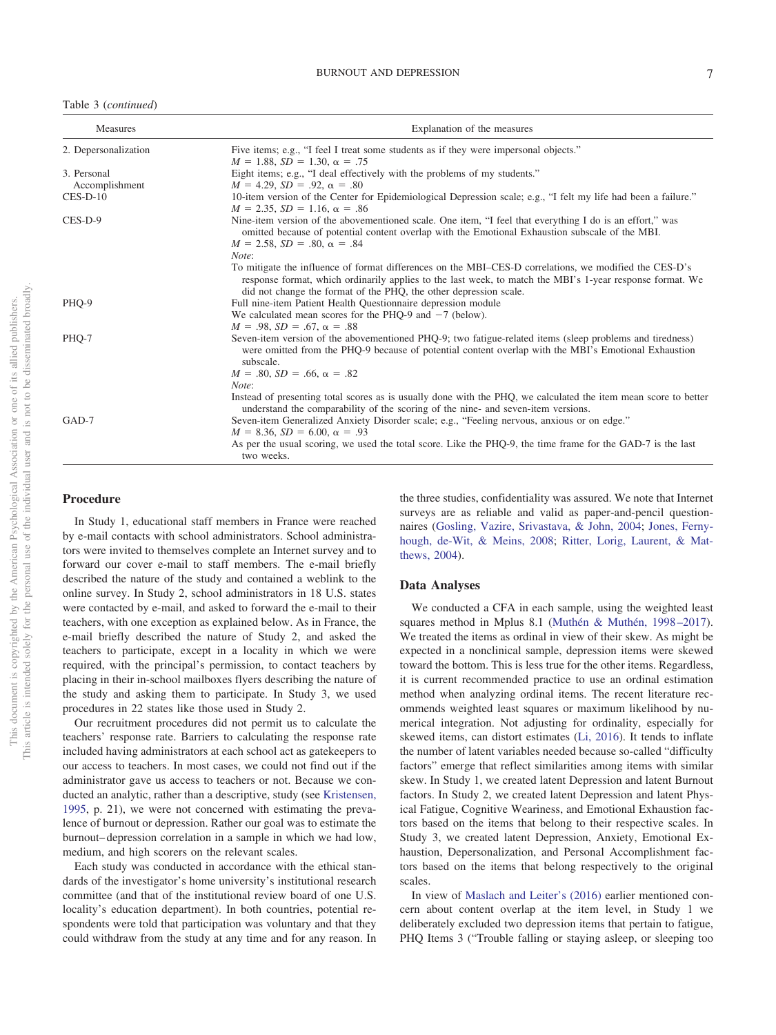Table 3 (*continued*)

| Measures | Explanation of the measures |
| --- | --- |
| 2. Depersonalization | Five items; e.g., "I feel I treat some students as if they were impersonal objects." $M = 1.88$, $SD = 1.30$, $\alpha = .75$ |
| 3. Personal Accomplishment | Eight items; e.g., "I deal effectively with the problems of my students." $M = 4.29$, $SD = .92$, $\alpha = .80$ |
| CES-D-10 | 10-item version of the Center for Epidemiological Depression scale; e.g., "I felt my life had been a failure." $M = 2.35$, $SD = 1.16$, $\alpha = .86$ |
| CES-D-9 | Nine-item version of the abovementioned scale. One item, "I feel that everything I do is an effort," was omitted because of potential content overlap with the Emotional Exhaustion subscale of the MBI. $M = 2.58$, $SD = .80$, $\alpha = .84$ *Note*: To mitigate the influence of format differences on the MBI–CES-D correlations, we modified the CES-D's response format, which ordinarily applies to the last week, to match the MBI's 1-year response format. We did not change the format of the PHQ, the other depression scale. |
| PHQ-9 | Full nine-item Patient Health Questionnaire depression module We calculated mean scores for the PHQ-9 and −7 (below). $M = .98$, $SD = .67$, $\alpha = .88$ |
| PHQ-7 | Seven-item version of the abovementioned PHQ-9; two fatigue-related items (sleep problems and tiredness) were omitted from the PHQ-9 because of potential content overlap with the MBI's Emotional Exhaustion subscale. $M = .80$, $SD = .66$, $\alpha = .82$ *Note*: Instead of presenting total scores as is usually done with the PHQ, we calculated the item mean score to better understand the comparability of the scoring of the nine- and seven-item versions. |
| GAD-7 | Seven-item Generalized Anxiety Disorder scale; e.g., "Feeling nervous, anxious or on edge." $M = 8.36$, $SD = 6.00$, $\alpha = .93$ As per the usual scoring, we used the total score. Like the PHQ-9, the time frame for the GAD-7 is the last two weeks. |

## Procedure

In Study 1, educational staff members in France were reached by e-mail contacts with school administrators. School administrators were invited to themselves complete an Internet survey and to forward our cover e-mail to staff members. The e-mail briefly described the nature of the study and contained a weblink to the online survey. In Study 2, school administrators in 18 U.S. states were contacted by e-mail, and asked to forward the e-mail to their teachers, with one exception as explained below. As in France, the e-mail briefly described the nature of Study 2, and asked the teachers to participate, except in a locality in which we were required, with the principal's permission, to contact teachers by placing in their in-school mailboxes flyers describing the nature of the study and asking them to participate. In Study 3, we used procedures in 22 states like those used in Study 2.

Our recruitment procedures did not permit us to calculate the teachers' response rate. Barriers to calculating the response rate included having administrators at each school act as gatekeepers to our access to teachers. In most cases, we could not find out if the administrator gave us access to teachers or not. Because we conducted an analytic, rather than a descriptive, study (see Kristensen, 1995, p. 21), we were not concerned with estimating the prevalence of burnout or depression. Rather our goal was to estimate the burnout–depression correlation in a sample in which we had low, medium, and high scorers on the relevant scales.

Each study was conducted in accordance with the ethical standards of the investigator's home university's institutional research committee (and that of the institutional review board of one U.S. locality's education department). In both countries, potential respondents were told that participation was voluntary and that they could withdraw from the study at any time and for any reason. In the three studies, confidentiality was assured. We note that Internet surveys are as reliable and valid as paper-and-pencil questionnaires (Gosling, Vazire, Srivastava, & John, 2004; Jones, Fernyhough, de-Wit, & Meins, 2008; Ritter, Lorig, Laurent, & Matthews, 2004).

## Data Analyses

We conducted a CFA in each sample, using the weighted least squares method in Mplus 8.1 (Muthén & Muthén, 1998–2017). We treated the items as ordinal in view of their skew. As might be expected in a nonclinical sample, depression items were skewed toward the bottom. This is less true for the other items. Regardless, it is current recommended practice to use an ordinal estimation method when analyzing ordinal items. The recent literature recommends weighted least squares or maximum likelihood by numerical integration. Not adjusting for ordinality, especially for skewed items, can distort estimates (Li, 2016). It tends to inflate the number of latent variables needed because so-called "difficulty factors" emerge that reflect similarities among items with similar skew. In Study 1, we created latent Depression and latent Burnout factors. In Study 2, we created latent Depression and latent Physical Fatigue, Cognitive Weariness, and Emotional Exhaustion factors based on the items that belong to their respective scales. In Study 3, we created latent Depression, Anxiety, Emotional Exhaustion, Depersonalization, and Personal Accomplishment factors based on the items that belong respectively to the original scales.

In view of Maslach and Leiter's (2016) earlier mentioned concern about content overlap at the item level, in Study 1 we deliberately excluded two depression items that pertain to fatigue, PHQ Items 3 ("Trouble falling or staying asleep, or sleeping too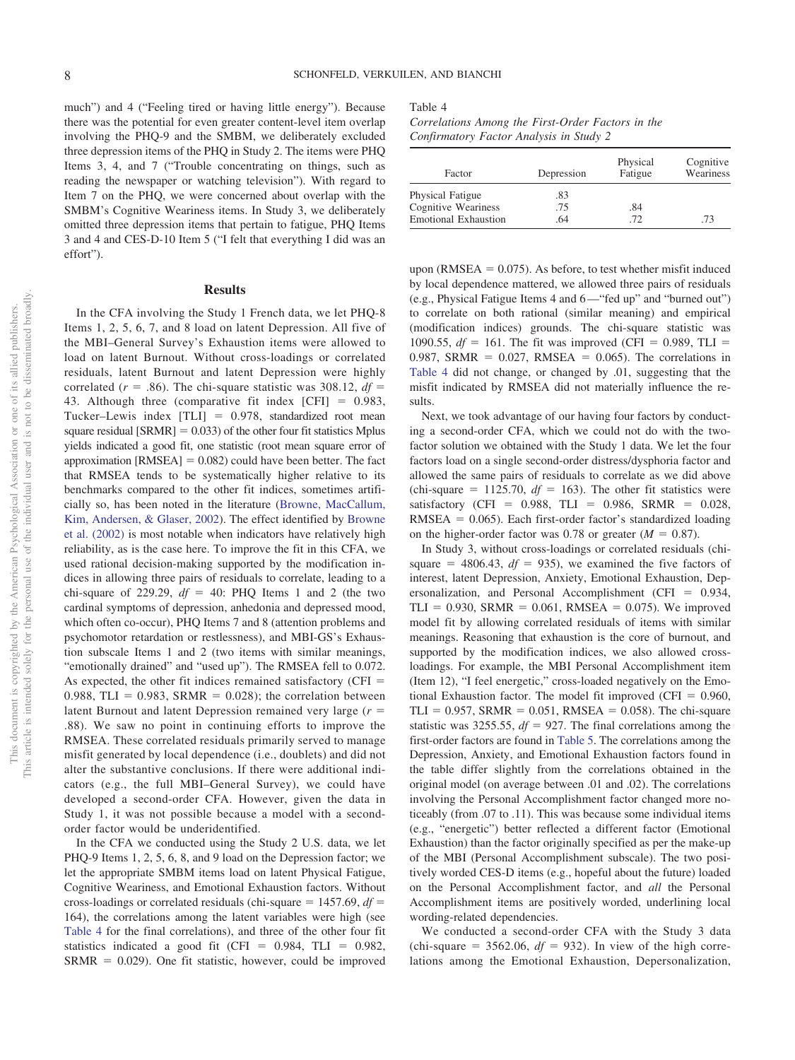much") and 4 ("Feeling tired or having little energy"). Because there was the potential for even greater content-level item overlap involving the PHQ-9 and the SMBM, we deliberately excluded three depression items of the PHQ in Study 2. The items were PHQ Items 3, 4, and 7 ("Trouble concentrating on things, such as reading the newspaper or watching television"). With regard to Item 7 on the PHQ, we were concerned about overlap with the SMBM's Cognitive Weariness items. In Study 3, we deliberately omitted three depression items that pertain to fatigue, PHQ Items 3 and 4 and CES-D-10 Item 5 ("I felt that everything I did was an effort").

## Results

In the CFA involving the Study 1 French data, we let PHQ-8 Items 1, 2, 5, 6, 7, and 8 load on latent Depression. All five of the MBI–General Survey's Exhaustion items were allowed to load on latent Burnout. Without cross-loadings or correlated residuals, latent Burnout and latent Depression were highly correlated ($r = .86$). The chi-square statistic was 308.12, $df$ = 43. Although three (comparative fit index [CFI] = 0.983, Tucker–Lewis index [TLI] = 0.978, standardized root mean square residual [SRMR] = 0.033) of the other four fit statistics Mplus yields indicated a good fit, one statistic (root mean square error of approximation [RMSEA] = 0.082) could have been better. The fact that RMSEA tends to be systematically higher relative to its benchmarks compared to the other fit indices, sometimes artificially so, has been noted in the literature (Browne, MacCallum, Kim, Andersen, & Glaser, 2002). The effect identified by Browne et al. (2002) is most notable when indicators have relatively high reliability, as is the case here. To improve the fit in this CFA, we used rational decision-making supported by the modification indices in allowing three pairs of residuals to correlate, leading to a chi-square of 229.29, $df$ = 40: PHQ Items 1 and 2 (the two cardinal symptoms of depression, anhedonia and depressed mood, which often co-occur), PHQ Items 7 and 8 (attention problems and psychomotor retardation or restlessness), and MBI-GS's Exhaustion subscale Items 1 and 2 (two items with similar meanings, "emotionally drained" and "used up"). The RMSEA fell to 0.072. As expected, the other fit indices remained satisfactory (CFI = 0.988, TLI = 0.983, SRMR = 0.028); the correlation between latent Burnout and latent Depression remained very large ($r$ = .88). We saw no point in continuing efforts to improve the RMSEA. These correlated residuals primarily served to manage misfit generated by local dependence (i.e., doublets) and did not alter the substantive conclusions. If there were additional indicators (e.g., the full MBI–General Survey), we could have developed a second-order CFA. However, given the data in Study 1, it was not possible because a model with a second-order factor would be underidentified.

In the CFA we conducted using the Study 2 U.S. data, we let PHQ-9 Items 1, 2, 5, 6, 8, and 9 load on the Depression factor; we let the appropriate SMBM items load on latent Physical Fatigue, Cognitive Weariness, and Emotional Exhaustion factors. Without cross-loadings or correlated residuals (chi-square = 1457.69, $df$ = 164), the correlations among the latent variables were high (see Table 4 for the final correlations), and three of the other four fit statistics indicated a good fit (CFI = 0.984, TLI = 0.982, SRMR = 0.029). One fit statistic, however, could be improved upon (RMSEA = 0.075). As before, to test whether misfit induced by local dependence mattered, we allowed three pairs of residuals (e.g., Physical Fatigue Items 4 and 6—"fed up" and "burned out") to correlate on both rational (similar meaning) and empirical (modification indices) grounds. The chi-square statistic was 1090.55, $df$ = 161. The fit was improved (CFI = 0.989, TLI = 0.987, SRMR = 0.027, RMSEA = 0.065). The correlations in Table 4 did not change, or changed by .01, suggesting that the misfit indicated by RMSEA did not materially influence the results.

Table 4
*Correlations Among the First-Order Factors in the Confirmatory Factor Analysis in Study 2*

| Factor | Depression | Physical Fatigue | Cognitive Weariness |
|---|---|---|---|
| Physical Fatigue | .83 | | |
| Cognitive Weariness | .75 | .84 | |
| Emotional Exhaustion | .64 | .72 | .73 |

Next, we took advantage of our having four factors by conducting a second-order CFA, which we could not do with the two-factor solution we obtained with the Study 1 data. We let the four factors load on a single second-order distress/dysphoria factor and allowed the same pairs of residuals to correlate as we did above (chi-square = 1125.70, $df$ = 163). The other fit statistics were satisfactory (CFI = 0.988, TLI = 0.986, SRMR = 0.028, RMSEA = 0.065). Each first-order factor's standardized loading on the higher-order factor was 0.78 or greater ($M$ = 0.87).

In Study 3, without cross-loadings or correlated residuals (chi-square = 4806.43, $df$ = 935), we examined the five factors of interest, latent Depression, Anxiety, Emotional Exhaustion, Depersonalization, and Personal Accomplishment (CFI = 0.934, TLI = 0.930, SRMR = 0.061, RMSEA = 0.075). We improved model fit by allowing correlated residuals of items with similar meanings. Reasoning that exhaustion is the core of burnout, and supported by the modification indices, we also allowed cross-loadings. For example, the MBI Personal Accomplishment item (Item 12), "I feel energetic," cross-loaded negatively on the Emotional Exhaustion factor. The model fit improved (CFI = 0.960, TLI = 0.957, SRMR = 0.051, RMSEA = 0.058). The chi-square statistic was 3255.55, $df$ = 927. The final correlations among the first-order factors are found in Table 5. The correlations among the Depression, Anxiety, and Emotional Exhaustion factors found in the table differ slightly from the correlations obtained in the original model (on average between .01 and .02). The correlations involving the Personal Accomplishment factor changed more noticeably (from .07 to .11). This was because some individual items (e.g., "energetic") better reflected a different factor (Emotional Exhaustion) than the factor originally specified as per the make-up of the MBI (Personal Accomplishment subscale). The two positively worded CES-D items (e.g., hopeful about the future) loaded on the Personal Accomplishment factor, and *all* the Personal Accomplishment items are positively worded, underlining local wording-related dependencies.

We conducted a second-order CFA with the Study 3 data (chi-square = 3562.06, $df$ = 932). In view of the high correlations among the Emotional Exhaustion, Depersonalization,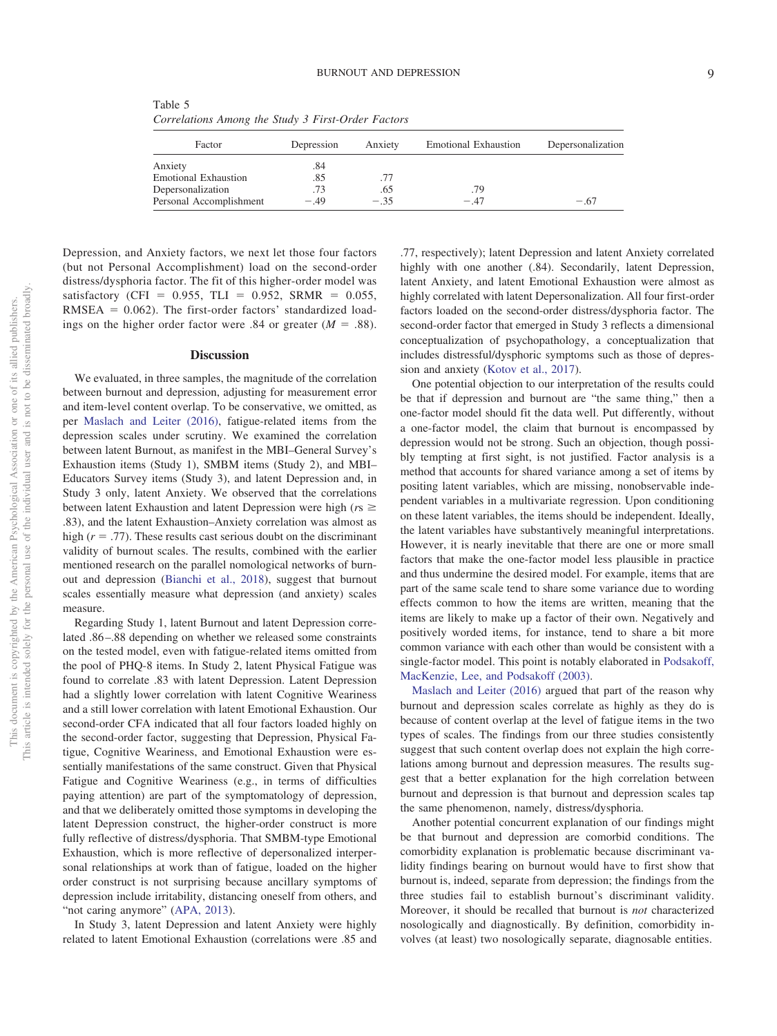Table 5
*Correlations Among the Study 3 First-Order Factors*

| Factor | Depression | Anxiety | Emotional Exhaustion | Depersonalization |
|---|---|---|---|---|
| Anxiety | .84 | | | |
| Emotional Exhaustion | .85 | .77 | | |
| Depersonalization | .73 | .65 | .79 | |
| Personal Accomplishment | −.49 | −.35 | −.47 | −.67 |

Depression, and Anxiety factors, we next let those four factors (but not Personal Accomplishment) load on the second-order distress/dysphoria factor. The fit of this higher-order model was satisfactory (CFI = 0.955, TLI = 0.952, SRMR = 0.055, RMSEA = 0.062). The first-order factors' standardized loadings on the higher order factor were .84 or greater ($M$ = .88).

## Discussion

We evaluated, in three samples, the magnitude of the correlation between burnout and depression, adjusting for measurement error and item-level content overlap. To be conservative, we omitted, as per Maslach and Leiter (2016), fatigue-related items from the depression scales under scrutiny. We examined the correlation between latent Burnout, as manifest in the MBI–General Survey's Exhaustion items (Study 1), SMBM items (Study 2), and MBI–Educators Survey items (Study 3), and latent Depression and, in Study 3 only, latent Anxiety. We observed that the correlations between latent Exhaustion and latent Depression were high ($r$s ≥ .83), and the latent Exhaustion–Anxiety correlation was almost as high ($r$ = .77). These results cast serious doubt on the discriminant validity of burnout scales. The results, combined with the earlier mentioned research on the parallel nomological networks of burnout and depression (Bianchi et al., 2018), suggest that burnout scales essentially measure what depression (and anxiety) scales measure.

Regarding Study 1, latent Burnout and latent Depression correlated .86–.88 depending on whether we released some constraints on the tested model, even with fatigue-related items omitted from the pool of PHQ-8 items. In Study 2, latent Physical Fatigue was found to correlate .83 with latent Depression. Latent Depression had a slightly lower correlation with latent Cognitive Weariness and a still lower correlation with latent Emotional Exhaustion. Our second-order CFA indicated that all four factors loaded highly on the second-order factor, suggesting that Depression, Physical Fatigue, Cognitive Weariness, and Emotional Exhaustion were essentially manifestations of the same construct. Given that Physical Fatigue and Cognitive Weariness (e.g., in terms of difficulties paying attention) are part of the symptomatology of depression, and that we deliberately omitted those symptoms in developing the latent Depression construct, the higher-order construct is more fully reflective of distress/dysphoria. That SMBM-type Emotional Exhaustion, which is more reflective of depersonalized interpersonal relationships at work than of fatigue, loaded on the higher order construct is not surprising because ancillary symptoms of depression include irritability, distancing oneself from others, and "not caring anymore" (APA, 2013).

In Study 3, latent Depression and latent Anxiety were highly related to latent Emotional Exhaustion (correlations were .85 and .77, respectively); latent Depression and latent Anxiety correlated highly with one another (.84). Secondarily, latent Depression, latent Anxiety, and latent Emotional Exhaustion were almost as highly correlated with latent Depersonalization. All four first-order factors loaded on the second-order distress/dysphoria factor. The second-order factor that emerged in Study 3 reflects a dimensional conceptualization of psychopathology, a conceptualization that includes distressful/dysphoric symptoms such as those of depression and anxiety (Kotov et al., 2017).

One potential objection to our interpretation of the results could be that if depression and burnout are "the same thing," then a one-factor model should fit the data well. Put differently, without a one-factor model, the claim that burnout is encompassed by depression would not be strong. Such an objection, though possibly tempting at first sight, is not justified. Factor analysis is a method that accounts for shared variance among a set of items by positing latent variables, which are missing, nonobservable independent variables in a multivariate regression. Upon conditioning on these latent variables, the items should be independent. Ideally, the latent variables have substantively meaningful interpretations. However, it is nearly inevitable that there are one or more small factors that make the one-factor model less plausible in practice and thus undermine the desired model. For example, items that are part of the same scale tend to share some variance due to wording effects common to how the items are written, meaning that the items are likely to make up a factor of their own. Negatively and positively worded items, for instance, tend to share a bit more common variance with each other than would be consistent with a single-factor model. This point is notably elaborated in Podsakoff, MacKenzie, Lee, and Podsakoff (2003).

Maslach and Leiter (2016) argued that part of the reason why burnout and depression scales correlate as highly as they do is because of content overlap at the level of fatigue items in the two types of scales. The findings from our three studies consistently suggest that such content overlap does not explain the high correlations among burnout and depression measures. The results suggest that a better explanation for the high correlation between burnout and depression is that burnout and depression scales tap the same phenomenon, namely, distress/dysphoria.

Another potential concurrent explanation of our findings might be that burnout and depression are comorbid conditions. The comorbidity explanation is problematic because discriminant validity findings bearing on burnout would have to first show that burnout is, indeed, separate from depression; the findings from the three studies fail to establish burnout's discriminant validity. Moreover, it should be recalled that burnout is *not* characterized nosologically and diagnostically. By definition, comorbidity involves (at least) two nosologically separate, diagnosable entities.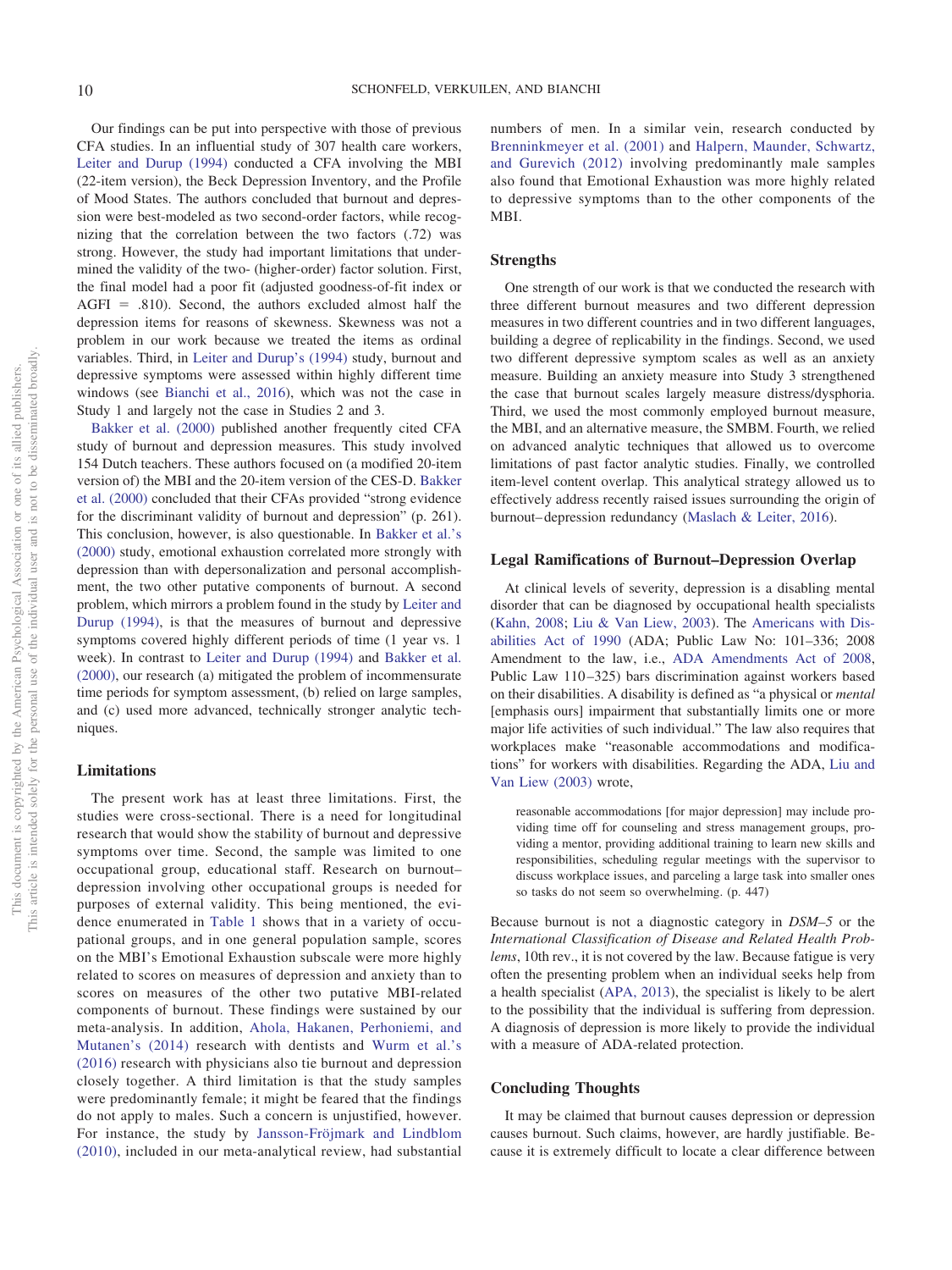Our findings can be put into perspective with those of previous CFA studies. In an influential study of 307 health care workers, Leiter and Durup (1994) conducted a CFA involving the MBI (22-item version), the Beck Depression Inventory, and the Profile of Mood States. The authors concluded that burnout and depression were best-modeled as two second-order factors, while recognizing that the correlation between the two factors (.72) was strong. However, the study had important limitations that undermined the validity of the two- (higher-order) factor solution. First, the final model had a poor fit (adjusted goodness-of-fit index or AGFI = .810). Second, the authors excluded almost half the depression items for reasons of skewness. Skewness was not a problem in our work because we treated the items as ordinal variables. Third, in Leiter and Durup's (1994) study, burnout and depressive symptoms were assessed within highly different time windows (see Bianchi et al., 2016), which was not the case in Study 1 and largely not the case in Studies 2 and 3.

Bakker et al. (2000) published another frequently cited CFA study of burnout and depression measures. This study involved 154 Dutch teachers. These authors focused on (a modified 20-item version of) the MBI and the 20-item version of the CES-D. Bakker et al. (2000) concluded that their CFAs provided "strong evidence for the discriminant validity of burnout and depression" (p. 261). This conclusion, however, is also questionable. In Bakker et al.'s (2000) study, emotional exhaustion correlated more strongly with depression than with depersonalization and personal accomplishment, the two other putative components of burnout. A second problem, which mirrors a problem found in the study by Leiter and Durup (1994), is that the measures of burnout and depressive symptoms covered highly different periods of time (1 year vs. 1 week). In contrast to Leiter and Durup (1994) and Bakker et al. (2000), our research (a) mitigated the problem of incommensurate time periods for symptom assessment, (b) relied on large samples, and (c) used more advanced, technically stronger analytic techniques.

## Limitations

The present work has at least three limitations. First, the studies were cross-sectional. There is a need for longitudinal research that would show the stability of burnout and depressive symptoms over time. Second, the sample was limited to one occupational group, educational staff. Research on burnout–depression involving other occupational groups is needed for purposes of external validity. This being mentioned, the evidence enumerated in Table 1 shows that in a variety of occupational groups, and in one general population sample, scores on the MBI's Emotional Exhaustion subscale were more highly related to scores on measures of depression and anxiety than to scores on measures of the other two putative MBI-related components of burnout. These findings were sustained by our meta-analysis. In addition, Ahola, Hakanen, Perhoniemi, and Mutanen's (2014) research with dentists and Wurm et al.'s (2016) research with physicians also tie burnout and depression closely together. A third limitation is that the study samples were predominantly female; it might be feared that the findings do not apply to males. Such a concern is unjustified, however. For instance, the study by Jansson-Fröjmark and Lindblom (2010), included in our meta-analytical review, had substantial numbers of men. In a similar vein, research conducted by Brenninkmeyer et al. (2001) and Halpern, Maunder, Schwartz, and Gurevich (2012) involving predominantly male samples also found that Emotional Exhaustion was more highly related to depressive symptoms than to the other components of the MBI.

## Strengths

One strength of our work is that we conducted the research with three different burnout measures and two different depression measures in two different countries and in two different languages, building a degree of replicability in the findings. Second, we used two different depressive symptom scales as well as an anxiety measure. Building an anxiety measure into Study 3 strengthened the case that burnout scales largely measure distress/dysphoria. Third, we used the most commonly employed burnout measure, the MBI, and an alternative measure, the SMBM. Fourth, we relied on advanced analytic techniques that allowed us to overcome limitations of past factor analytic studies. Finally, we controlled item-level content overlap. This analytical strategy allowed us to effectively address recently raised issues surrounding the origin of burnout–depression redundancy (Maslach & Leiter, 2016).

## Legal Ramifications of Burnout–Depression Overlap

At clinical levels of severity, depression is a disabling mental disorder that can be diagnosed by occupational health specialists (Kahn, 2008; Liu & Van Liew, 2003). The Americans with Disabilities Act of 1990 (ADA; Public Law No: 101–336; 2008 Amendment to the law, i.e., ADA Amendments Act of 2008, Public Law 110–325) bars discrimination against workers based on their disabilities. A disability is defined as "a physical or *mental* [emphasis ours] impairment that substantially limits one or more major life activities of such individual." The law also requires that workplaces make "reasonable accommodations and modifications" for workers with disabilities. Regarding the ADA, Liu and Van Liew (2003) wrote,

> reasonable accommodations [for major depression] may include providing time off for counseling and stress management groups, providing a mentor, providing additional training to learn new skills and responsibilities, scheduling regular meetings with the supervisor to discuss workplace issues, and parceling a large task into smaller ones so tasks do not seem so overwhelming. (p. 447)

Because burnout is not a diagnostic category in *DSM–5* or the *International Classification of Disease and Related Health Problems*, 10th rev., it is not covered by the law. Because fatigue is very often the presenting problem when an individual seeks help from a health specialist (APA, 2013), the specialist is likely to be alert to the possibility that the individual is suffering from depression. A diagnosis of depression is more likely to provide the individual with a measure of ADA-related protection.

## Concluding Thoughts

It may be claimed that burnout causes depression or depression causes burnout. Such claims, however, are hardly justifiable. Because it is extremely difficult to locate a clear difference between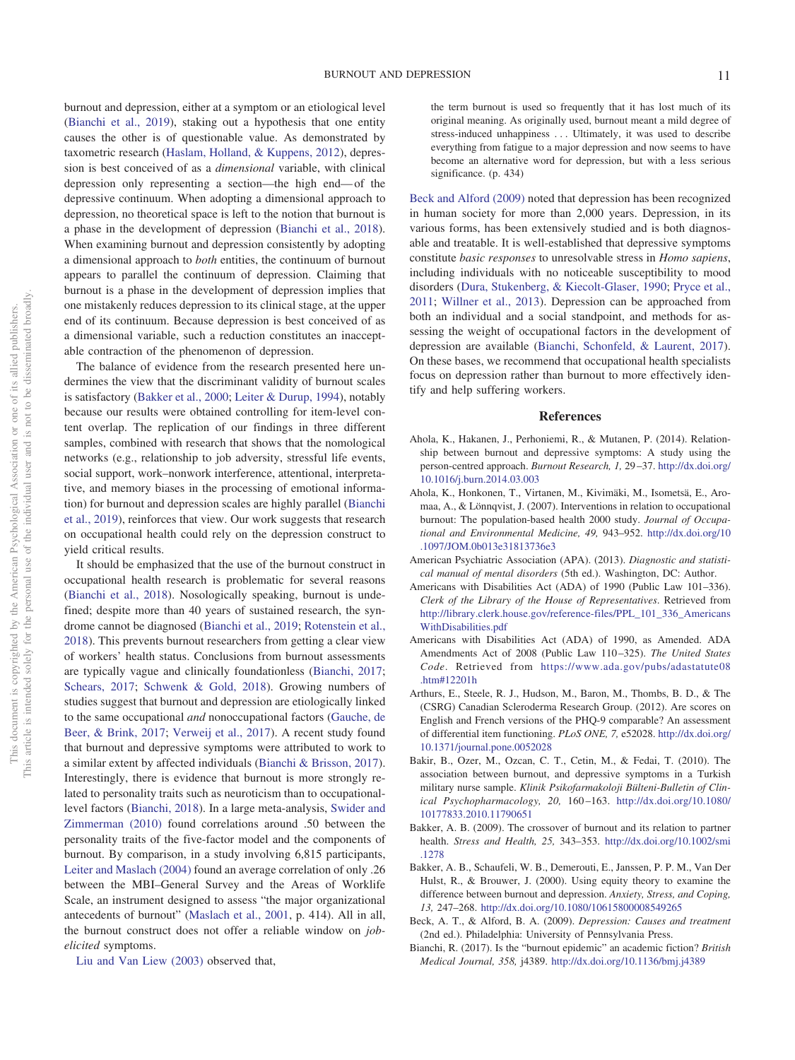burnout and depression, either at a symptom or an etiological level (Bianchi et al., 2019), staking out a hypothesis that one entity causes the other is of questionable value. As demonstrated by taxometric research (Haslam, Holland, & Kuppens, 2012), depression is best conceived of as a *dimensional* variable, with clinical depression only representing a section—the high end—of the depressive continuum. When adopting a dimensional approach to depression, no theoretical space is left to the notion that burnout is a phase in the development of depression (Bianchi et al., 2018). When examining burnout and depression consistently by adopting a dimensional approach to *both* entities, the continuum of burnout appears to parallel the continuum of depression. Claiming that burnout is a phase in the development of depression implies that one mistakenly reduces depression to its clinical stage, at the upper end of its continuum. Because depression is best conceived of as a dimensional variable, such a reduction constitutes an unacceptable contraction of the phenomenon of depression.

The balance of evidence from the research presented here undermines the view that the discriminant validity of burnout scales is satisfactory (Bakker et al., 2000; Leiter & Durup, 1994), notably because our results were obtained controlling for item-level content overlap. The replication of our findings in three different samples, combined with research that shows that the nomological networks (e.g., relationship to job adversity, stressful life events, social support, work–nonwork interference, attentional, interpretative, and memory biases in the processing of emotional information) for burnout and depression scales are highly parallel (Bianchi et al., 2019), reinforces that view. Our work suggests that research on occupational health could rely on the depression construct to yield critical results.

It should be emphasized that the use of the burnout construct in occupational health research is problematic for several reasons (Bianchi et al., 2018). Nosologically speaking, burnout is undefined; despite more than 40 years of sustained research, the syndrome cannot be diagnosed (Bianchi et al., 2019; Rotenstein et al., 2018). This prevents burnout researchers from getting a clear view of workers' health status. Conclusions from burnout assessments are typically vague and clinically foundationless (Bianchi, 2017; Schears, 2017; Schwenk & Gold, 2018). Growing numbers of studies suggest that burnout and depression are etiologically linked to the same occupational *and* nonoccupational factors (Gauche, de Beer, & Brink, 2017; Verweij et al., 2017). A recent study found that burnout and depressive symptoms were attributed to work to a similar extent by affected individuals (Bianchi & Brisson, 2017). Interestingly, there is evidence that burnout is more strongly related to personality traits such as neuroticism than to occupational-level factors (Bianchi, 2018). In a large meta-analysis, Swider and Zimmerman (2010) found correlations around .50 between the personality traits of the five-factor model and the components of burnout. By comparison, in a study involving 6,815 participants, Leiter and Maslach (2004) found an average correlation of only .26 between the MBI–General Survey and the Areas of Worklife Scale, an instrument designed to assess "the major organizational antecedents of burnout" (Maslach et al., 2001, p. 414). All in all, the burnout construct does not offer a reliable window on *job-elicited* symptoms.

Liu and Van Liew (2003) observed that,

> the term burnout is used so frequently that it has lost much of its original meaning. As originally used, burnout meant a mild degree of stress-induced unhappiness . . . Ultimately, it was used to describe everything from fatigue to a major depression and now seems to have become an alternative word for depression, but with a less serious significance. (p. 434)

Beck and Alford (2009) noted that depression has been recognized in human society for more than 2,000 years. Depression, in its various forms, has been extensively studied and is both diagnosable and treatable. It is well-established that depressive symptoms constitute *basic responses* to unresolvable stress in *Homo sapiens*, including individuals with no noticeable susceptibility to mood disorders (Dura, Stukenberg, & Kiecolt-Glaser, 1990; Pryce et al., 2011; Willner et al., 2013). Depression can be approached from both an individual and a social standpoint, and methods for assessing the weight of occupational factors in the development of depression are available (Bianchi, Schonfeld, & Laurent, 2017). On these bases, we recommend that occupational health specialists focus on depression rather than burnout to more effectively identify and help suffering workers.

## References

Ahola, K., Hakanen, J., Perhoniemi, R., & Mutanen, P. (2014). Relationship between burnout and depressive symptoms: A study using the person-centred approach. *Burnout Research, 1,* 29–37. http://dx.doi.org/10.1016/j.burn.2014.03.003

Ahola, K., Honkonen, T., Virtanen, M., Kivimäki, M., Isometsä, E., Aromaa, A., & Lönnqvist, J. (2007). Interventions in relation to occupational burnout: The population-based health 2000 study. *Journal of Occupational and Environmental Medicine, 49,* 943–952. http://dx.doi.org/10.1097/JOM.0b013e31813736e3

American Psychiatric Association (APA). (2013). *Diagnostic and statistical manual of mental disorders* (5th ed.). Washington, DC: Author.

Americans with Disabilities Act (ADA) of 1990 (Public Law 101–336). *Clerk of the Library of the House of Representatives*. Retrieved from http://library.clerk.house.gov/reference-files/PPL_101_336_AmericansWithDisabilities.pdf

Americans with Disabilities Act (ADA) of 1990, as Amended. ADA Amendments Act of 2008 (Public Law 110–325). *The United States Code*. Retrieved from https://www.ada.gov/pubs/adastatute08.htm#12201h

Arthurs, E., Steele, R. J., Hudson, M., Baron, M., Thombs, B. D., & The (CSRG) Canadian Scleroderma Research Group. (2012). Are scores on English and French versions of the PHQ-9 comparable? An assessment of differential item functioning. *PLoS ONE, 7,* e52028. http://dx.doi.org/10.1371/journal.pone.0052028

Bakir, B., Ozer, M., Ozcan, C. T., Cetin, M., & Fedai, T. (2010). The association between burnout, and depressive symptoms in a Turkish military nurse sample. *Klinik Psikofarmakoloji Bülteni-Bulletin of Clinical Psychopharmacology, 20,* 160–163. http://dx.doi.org/10.1080/10177833.2010.11790651

Bakker, A. B. (2009). The crossover of burnout and its relation to partner health. *Stress and Health, 25,* 343–353. http://dx.doi.org/10.1002/smi.1278

Bakker, A. B., Schaufeli, W. B., Demerouti, E., Janssen, P. P. M., Van Der Hulst, R., & Brouwer, J. (2000). Using equity theory to examine the difference between burnout and depression. *Anxiety, Stress, and Coping, 13,* 247–268. http://dx.doi.org/10.1080/10615800008549265

Beck, A. T., & Alford, B. A. (2009). *Depression: Causes and treatment* (2nd ed.). Philadelphia: University of Pennsylvania Press.

Bianchi, R. (2017). Is the "burnout epidemic" an academic fiction? *British Medical Journal, 358,* j4389. http://dx.doi.org/10.1136/bmj.j4389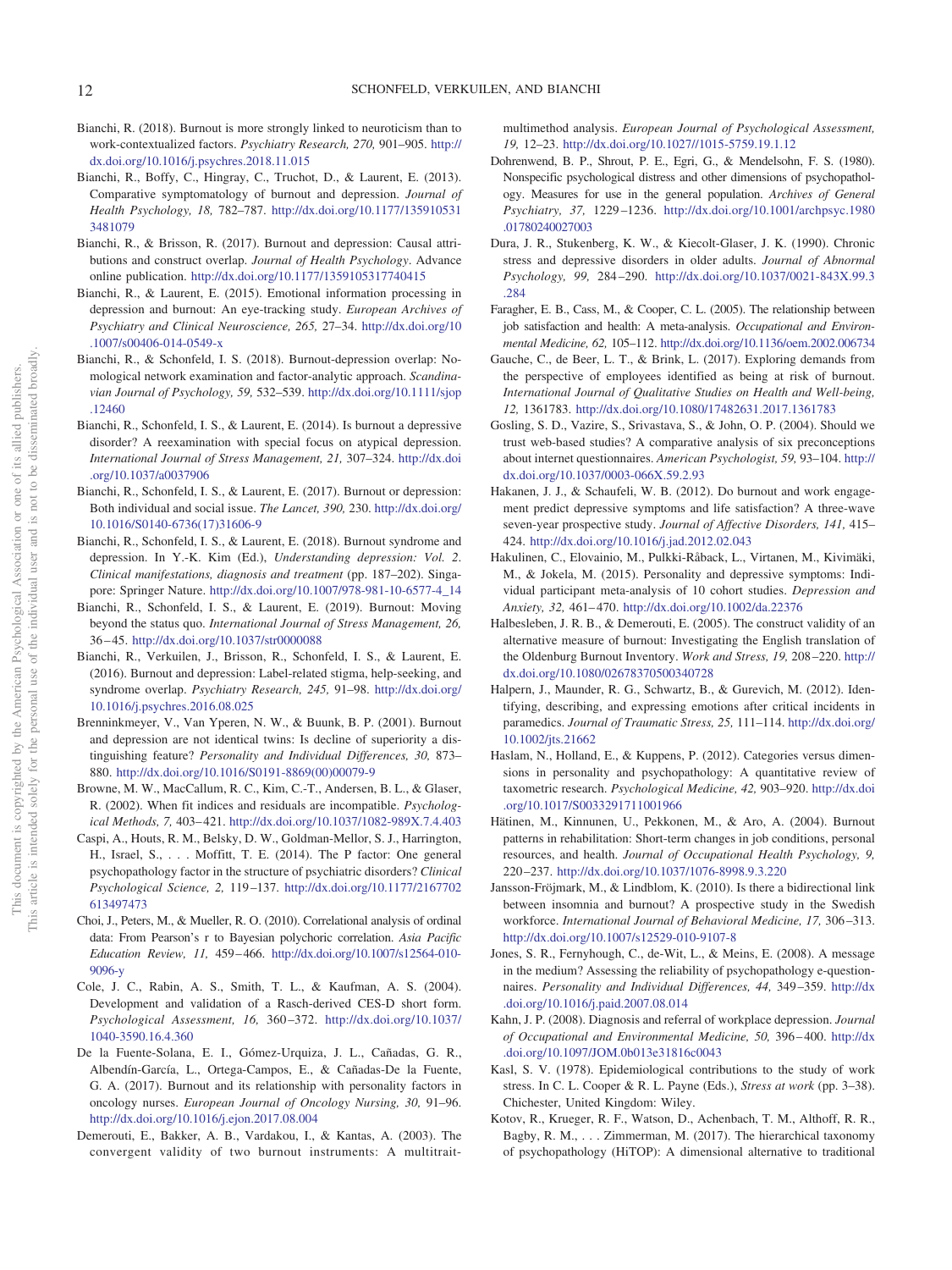Bianchi, R. (2018). Burnout is more strongly linked to neuroticism than to work-contextualized factors. *Psychiatry Research, 270,* 901–905. http://dx.doi.org/10.1016/j.psychres.2018.11.015

Bianchi, R., Boffy, C., Hingray, C., Truchot, D., & Laurent, E. (2013). Comparative symptomatology of burnout and depression. *Journal of Health Psychology, 18,* 782–787. http://dx.doi.org/10.1177/1359105313481079

Bianchi, R., & Brisson, R. (2017). Burnout and depression: Causal attributions and construct overlap. *Journal of Health Psychology*. Advance online publication. http://dx.doi.org/10.1177/1359105317740415

Bianchi, R., & Laurent, E. (2015). Emotional information processing in depression and burnout: An eye-tracking study. *European Archives of Psychiatry and Clinical Neuroscience, 265,* 27–34. http://dx.doi.org/10.1007/s00406-014-0549-x

Bianchi, R., & Schonfeld, I. S. (2018). Burnout-depression overlap: Nomological network examination and factor-analytic approach. *Scandinavian Journal of Psychology, 59,* 532–539. http://dx.doi.org/10.1111/sjop.12460

Bianchi, R., Schonfeld, I. S., & Laurent, E. (2014). Is burnout a depressive disorder? A reexamination with special focus on atypical depression. *International Journal of Stress Management, 21,* 307–324. http://dx.doi.org/10.1037/a0037906

Bianchi, R., Schonfeld, I. S., & Laurent, E. (2017). Burnout or depression: Both individual and social issue. *The Lancet, 390,* 230. http://dx.doi.org/10.1016/S0140-6736(17)31606-9

Bianchi, R., Schonfeld, I. S., & Laurent, E. (2018). Burnout syndrome and depression. In Y.-K. Kim (Ed.), *Understanding depression: Vol. 2. Clinical manifestations, diagnosis and treatment* (pp. 187–202). Singapore: Springer Nature. http://dx.doi.org/10.1007/978-981-10-6577-4_14

Bianchi, R., Schonfeld, I. S., & Laurent, E. (2019). Burnout: Moving beyond the status quo. *International Journal of Stress Management, 26,* 36–45. http://dx.doi.org/10.1037/str0000088

Bianchi, R., Verkuilen, J., Brisson, R., Schonfeld, I. S., & Laurent, E. (2016). Burnout and depression: Label-related stigma, help-seeking, and syndrome overlap. *Psychiatry Research, 245,* 91–98. http://dx.doi.org/10.1016/j.psychres.2016.08.025

Brenninkmeyer, V., Van Yperen, N. W., & Buunk, B. P. (2001). Burnout and depression are not identical twins: Is decline of superiority a distinguishing feature? *Personality and Individual Differences, 30,* 873–880. http://dx.doi.org/10.1016/S0191-8869(00)00079-9

Browne, M. W., MacCallum, R. C., Kim, C.-T., Andersen, B. L., & Glaser, R. (2002). When fit indices and residuals are incompatible. *Psychological Methods, 7,* 403–421. http://dx.doi.org/10.1037/1082-989X.7.4.403

Caspi, A., Houts, R. M., Belsky, D. W., Goldman-Mellor, S. J., Harrington, H., Israel, S., . . . Moffitt, T. E. (2014). The P factor: One general psychopathology factor in the structure of psychiatric disorders? *Clinical Psychological Science, 2,* 119–137. http://dx.doi.org/10.1177/2167702613497473

Choi, J., Peters, M., & Mueller, R. O. (2010). Correlational analysis of ordinal data: From Pearson's r to Bayesian polychoric correlation. *Asia Pacific Education Review, 11,* 459–466. http://dx.doi.org/10.1007/s12564-010-9096-y

Cole, J. C., Rabin, A. S., Smith, T. L., & Kaufman, A. S. (2004). Development and validation of a Rasch-derived CES-D short form. *Psychological Assessment, 16,* 360–372. http://dx.doi.org/10.1037/1040-3590.16.4.360

De la Fuente-Solana, E. I., Gómez-Urquiza, J. L., Cañadas, G. R., Albendín-García, L., Ortega-Campos, E., & Cañadas-De la Fuente, G. A. (2017). Burnout and its relationship with personality factors in oncology nurses. *European Journal of Oncology Nursing, 30,* 91–96. http://dx.doi.org/10.1016/j.ejon.2017.08.004

Demerouti, E., Bakker, A. B., Vardakou, I., & Kantas, A. (2003). The convergent validity of two burnout instruments: A multitrait-multimethod analysis. *European Journal of Psychological Assessment, 19,* 12–23. http://dx.doi.org/10.1027//1015-5759.19.1.12

Dohrenwend, B. P., Shrout, P. E., Egri, G., & Mendelsohn, F. S. (1980). Nonspecific psychological distress and other dimensions of psychopathology. Measures for use in the general population. *Archives of General Psychiatry, 37,* 1229–1236. http://dx.doi.org/10.1001/archpsyc.1980.01780240027003

Dura, J. R., Stukenberg, K. W., & Kiecolt-Glaser, J. K. (1990). Chronic stress and depressive disorders in older adults. *Journal of Abnormal Psychology, 99,* 284–290. http://dx.doi.org/10.1037/0021-843X.99.3.284

Faragher, E. B., Cass, M., & Cooper, C. L. (2005). The relationship between job satisfaction and health: A meta-analysis. *Occupational and Environmental Medicine, 62,* 105–112. http://dx.doi.org/10.1136/oem.2002.006734

Gauche, C., de Beer, L. T., & Brink, L. (2017). Exploring demands from the perspective of employees identified as being at risk of burnout. *International Journal of Qualitative Studies on Health and Well-being, 12,* 1361783. http://dx.doi.org/10.1080/17482631.2017.1361783

Gosling, S. D., Vazire, S., Srivastava, S., & John, O. P. (2004). Should we trust web-based studies? A comparative analysis of six preconceptions about internet questionnaires. *American Psychologist, 59,* 93–104. http://dx.doi.org/10.1037/0003-066X.59.2.93

Hakanen, J. J., & Schaufeli, W. B. (2012). Do burnout and work engagement predict depressive symptoms and life satisfaction? A three-wave seven-year prospective study. *Journal of Affective Disorders, 141,* 415–424. http://dx.doi.org/10.1016/j.jad.2012.02.043

Hakulinen, C., Elovainio, M., Pulkki-Råback, L., Virtanen, M., Kivimäki, M., & Jokela, M. (2015). Personality and depressive symptoms: Individual participant meta-analysis of 10 cohort studies. *Depression and Anxiety, 32,* 461–470. http://dx.doi.org/10.1002/da.22376

Halbesleben, J. R. B., & Demerouti, E. (2005). The construct validity of an alternative measure of burnout: Investigating the English translation of the Oldenburg Burnout Inventory. *Work and Stress, 19,* 208–220. http://dx.doi.org/10.1080/02678370500340728

Halpern, J., Maunder, R. G., Schwartz, B., & Gurevich, M. (2012). Identifying, describing, and expressing emotions after critical incidents in paramedics. *Journal of Traumatic Stress, 25,* 111–114. http://dx.doi.org/10.1002/jts.21662

Haslam, N., Holland, E., & Kuppens, P. (2012). Categories versus dimensions in personality and psychopathology: A quantitative review of taxometric research. *Psychological Medicine, 42,* 903–920. http://dx.doi.org/10.1017/S0033291711001966

Hätinen, M., Kinnunen, U., Pekkonen, M., & Aro, A. (2004). Burnout patterns in rehabilitation: Short-term changes in job conditions, personal resources, and health. *Journal of Occupational Health Psychology, 9,* 220–237. http://dx.doi.org/10.1037/1076-8998.9.3.220

Jansson-Fröjmark, M., & Lindblom, K. (2010). Is there a bidirectional link between insomnia and burnout? A prospective study in the Swedish workforce. *International Journal of Behavioral Medicine, 17,* 306–313. http://dx.doi.org/10.1007/s12529-010-9107-8

Jones, S. R., Fernyhough, C., de-Wit, L., & Meins, E. (2008). A message in the medium? Assessing the reliability of psychopathology e-questionnaires. *Personality and Individual Differences, 44,* 349–359. http://dx.doi.org/10.1016/j.paid.2007.08.014

Kahn, J. P. (2008). Diagnosis and referral of workplace depression. *Journal of Occupational and Environmental Medicine, 50,* 396–400. http://dx.doi.org/10.1097/JOM.0b013e31816c0043

Kasl, S. V. (1978). Epidemiological contributions to the study of work stress. In C. L. Cooper & R. L. Payne (Eds.), *Stress at work* (pp. 3–38). Chichester, United Kingdom: Wiley.

Kotov, R., Krueger, R. F., Watson, D., Achenbach, T. M., Althoff, R. R., Bagby, R. M., . . . Zimmerman, M. (2017). The hierarchical taxonomy of psychopathology (HiTOP): A dimensional alternative to traditional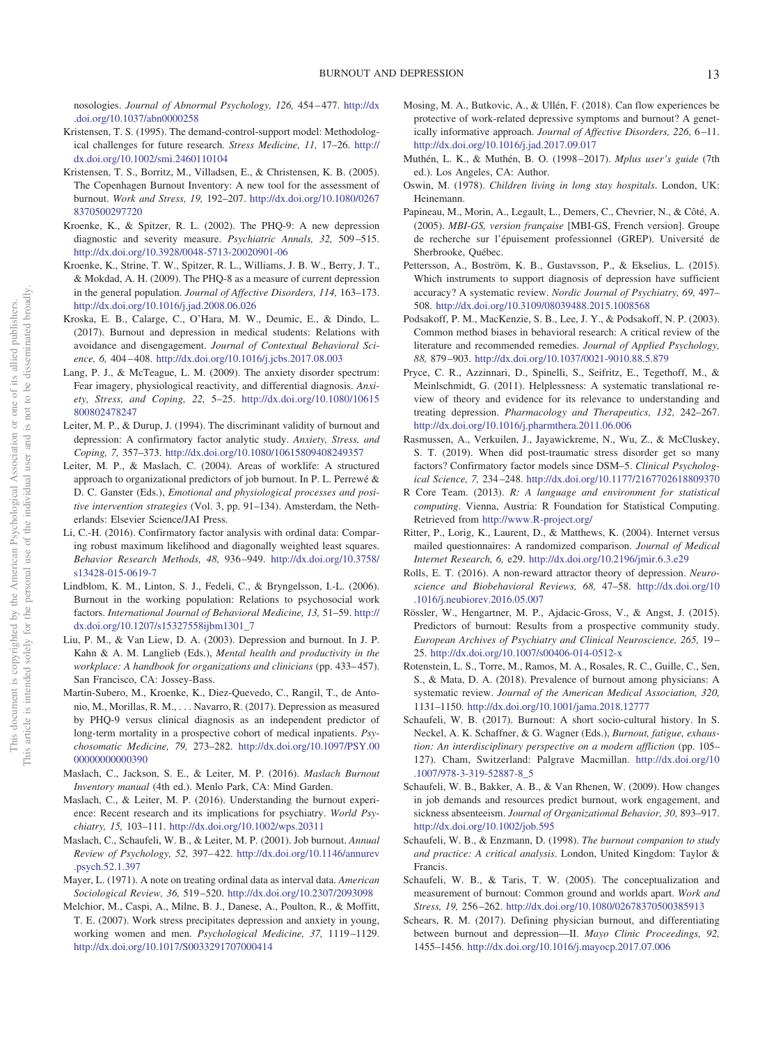nosologies. *Journal of Abnormal Psychology, 126,* 454–477. http://dx.doi.org/10.1037/abn0000258

Kristensen, T. S. (1995). The demand-control-support model: Methodological challenges for future research. *Stress Medicine, 11,* 17–26. http://dx.doi.org/10.1002/smi.2460110104

Kristensen, T. S., Borritz, M., Villadsen, E., & Christensen, K. B. (2005). The Copenhagen Burnout Inventory: A new tool for the assessment of burnout. *Work and Stress, 19,* 192–207. http://dx.doi.org/10.1080/02678370500297720

Kroenke, K., & Spitzer, R. L. (2002). The PHQ-9: A new depression diagnostic and severity measure. *Psychiatric Annals, 32,* 509–515. http://dx.doi.org/10.3928/0048-5713-20020901-06

Kroenke, K., Strine, T. W., Spitzer, R. L., Williams, J. B. W., Berry, J. T., & Mokdad, A. H. (2009). The PHQ-8 as a measure of current depression in the general population. *Journal of Affective Disorders, 114,* 163–173. http://dx.doi.org/10.1016/j.jad.2008.06.026

Kroska, E. B., Calarge, C., O'Hara, M. W., Deumic, E., & Dindo, L. (2017). Burnout and depression in medical students: Relations with avoidance and disengagement. *Journal of Contextual Behavioral Science, 6,* 404–408. http://dx.doi.org/10.1016/j.jcbs.2017.08.003

Lang, P. J., & McTeague, L. M. (2009). The anxiety disorder spectrum: Fear imagery, physiological reactivity, and differential diagnosis. *Anxiety, Stress, and Coping, 22,* 5–25. http://dx.doi.org/10.1080/10615800802478247

Leiter, M. P., & Durup, J. (1994). The discriminant validity of burnout and depression: A confirmatory factor analytic study. *Anxiety, Stress, and Coping, 7,* 357–373. http://dx.doi.org/10.1080/10615809408249357

Leiter, M. P., & Maslach, C. (2004). Areas of worklife: A structured approach to organizational predictors of job burnout. In P. L. Perrewé & D. C. Ganster (Eds.), *Emotional and physiological processes and positive intervention strategies* (Vol. 3, pp. 91–134). Amsterdam, the Netherlands: Elsevier Science/JAI Press.

Li, C.-H. (2016). Confirmatory factor analysis with ordinal data: Comparing robust maximum likelihood and diagonally weighted least squares. *Behavior Research Methods, 48,* 936–949. http://dx.doi.org/10.3758/s13428-015-0619-7

Lindblom, K. M., Linton, S. J., Fedeli, C., & Bryngelsson, I.-L. (2006). Burnout in the working population: Relations to psychosocial work factors. *International Journal of Behavioral Medicine, 13,* 51–59. http://dx.doi.org/10.1207/s15327558ijbm1301_7

Liu, P. M., & Van Liew, D. A. (2003). Depression and burnout. In J. P. Kahn & A. M. Langlieb (Eds.), *Mental health and productivity in the workplace: A handbook for organizations and clinicians* (pp. 433–457). San Francisco, CA: Jossey-Bass.

Martin-Subero, M., Kroenke, K., Diez-Quevedo, C., Rangil, T., de Antonio, M., Morillas, R. M., . . . Navarro, R. (2017). Depression as measured by PHQ-9 versus clinical diagnosis as an independent predictor of long-term mortality in a prospective cohort of medical inpatients. *Psychosomatic Medicine, 79,* 273–282. http://dx.doi.org/10.1097/PSY.0000000000000390

Maslach, C., Jackson, S. E., & Leiter, M. P. (2016). *Maslach Burnout Inventory manual* (4th ed.). Menlo Park, CA: Mind Garden.

Maslach, C., & Leiter, M. P. (2016). Understanding the burnout experience: Recent research and its implications for psychiatry. *World Psychiatry, 15,* 103–111. http://dx.doi.org/10.1002/wps.20311

Maslach, C., Schaufeli, W. B., & Leiter, M. P. (2001). Job burnout. *Annual Review of Psychology, 52,* 397–422. http://dx.doi.org/10.1146/annurev.psych.52.1.397

Mayer, L. (1971). A note on treating ordinal data as interval data. *American Sociological Review, 36,* 519–520. http://dx.doi.org/10.2307/2093098

Melchior, M., Caspi, A., Milne, B. J., Danese, A., Poulton, R., & Moffitt, T. E. (2007). Work stress precipitates depression and anxiety in young, working women and men. *Psychological Medicine, 37,* 1119–1129. http://dx.doi.org/10.1017/S0033291707000414

Mosing, M. A., Butkovic, A., & Ullén, F. (2018). Can flow experiences be protective of work-related depressive symptoms and burnout? A genetically informative approach. *Journal of Affective Disorders, 226,* 6–11. http://dx.doi.org/10.1016/j.jad.2017.09.017

Muthén, L. K., & Muthén, B. O. (1998–2017). *Mplus user's guide* (7th ed.). Los Angeles, CA: Author.

Oswin, M. (1978). *Children living in long stay hospitals*. London, UK: Heinemann.

Papineau, M., Morin, A., Legault, L., Demers, C., Chevrier, N., & Côté, A. (2005). *MBI-GS, version française* [MBI-GS, French version]. Groupe de recherche sur l'épuisement professionnel (GREP). Université de Sherbrooke, Québec.

Pettersson, A., Boström, K. B., Gustavsson, P., & Ekselius, L. (2015). Which instruments to support diagnosis of depression have sufficient accuracy? A systematic review. *Nordic Journal of Psychiatry, 69,* 497–508. http://dx.doi.org/10.3109/08039488.2015.1008568

Podsakoff, P. M., MacKenzie, S. B., Lee, J. Y., & Podsakoff, N. P. (2003). Common method biases in behavioral research: A critical review of the literature and recommended remedies. *Journal of Applied Psychology, 88,* 879–903. http://dx.doi.org/10.1037/0021-9010.88.5.879

Pryce, C. R., Azzinnari, D., Spinelli, S., Seifritz, E., Tegethoff, M., & Meinlschmidt, G. (2011). Helplessness: A systematic translational review of theory and evidence for its relevance to understanding and treating depression. *Pharmacology and Therapeutics, 132,* 242–267. http://dx.doi.org/10.1016/j.pharmthera.2011.06.006

Rasmussen, A., Verkuilen, J., Jayawickreme, N., Wu, Z., & McCluskey, S. T. (2019). When did post-traumatic stress disorder get so many factors? Confirmatory factor models since DSM–5. *Clinical Psychological Science, 7,* 234–248. http://dx.doi.org/10.1177/2167702618809370

R Core Team. (2013). *R: A language and environment for statistical computing*. Vienna, Austria: R Foundation for Statistical Computing. Retrieved from http://www.R-project.org/

Ritter, P., Lorig, K., Laurent, D., & Matthews, K. (2004). Internet versus mailed questionnaires: A randomized comparison. *Journal of Medical Internet Research, 6,* e29. http://dx.doi.org/10.2196/jmir.6.3.e29

Rolls, E. T. (2016). A non-reward attractor theory of depression. *Neuroscience and Biobehavioral Reviews, 68,* 47–58. http://dx.doi.org/10.1016/j.neubiorev.2016.05.007

Rössler, W., Hengartner, M. P., Ajdacic-Gross, V., & Angst, J. (2015). Predictors of burnout: Results from a prospective community study. *European Archives of Psychiatry and Clinical Neuroscience, 265,* 19–25. http://dx.doi.org/10.1007/s00406-014-0512-x

Rotenstein, L. S., Torre, M., Ramos, M. A., Rosales, R. C., Guille, C., Sen, S., & Mata, D. A. (2018). Prevalence of burnout among physicians: A systematic review. *Journal of the American Medical Association, 320,* 1131–1150. http://dx.doi.org/10.1001/jama.2018.12777

Schaufeli, W. B. (2017). Burnout: A short socio-cultural history. In S. Neckel, A. K. Schaffner, & G. Wagner (Eds.), *Burnout, fatigue, exhaustion: An interdisciplinary perspective on a modern affliction* (pp. 105–127). Cham, Switzerland: Palgrave Macmillan. http://dx.doi.org/10.1007/978-3-319-52887-8_5

Schaufeli, W. B., Bakker, A. B., & Van Rhenen, W. (2009). How changes in job demands and resources predict burnout, work engagement, and sickness absenteeism. *Journal of Organizational Behavior, 30,* 893–917. http://dx.doi.org/10.1002/job.595

Schaufeli, W. B., & Enzmann, D. (1998). *The burnout companion to study and practice: A critical analysis*. London, United Kingdom: Taylor & Francis.

Schaufeli, W. B., & Taris, T. W. (2005). The conceptualization and measurement of burnout: Common ground and worlds apart. *Work and Stress, 19,* 256–262. http://dx.doi.org/10.1080/02678370500385913

Schears, R. M. (2017). Defining physician burnout, and differentiating between burnout and depression—II. *Mayo Clinic Proceedings, 92,* 1455–1456. http://dx.doi.org/10.1016/j.mayocp.2017.07.006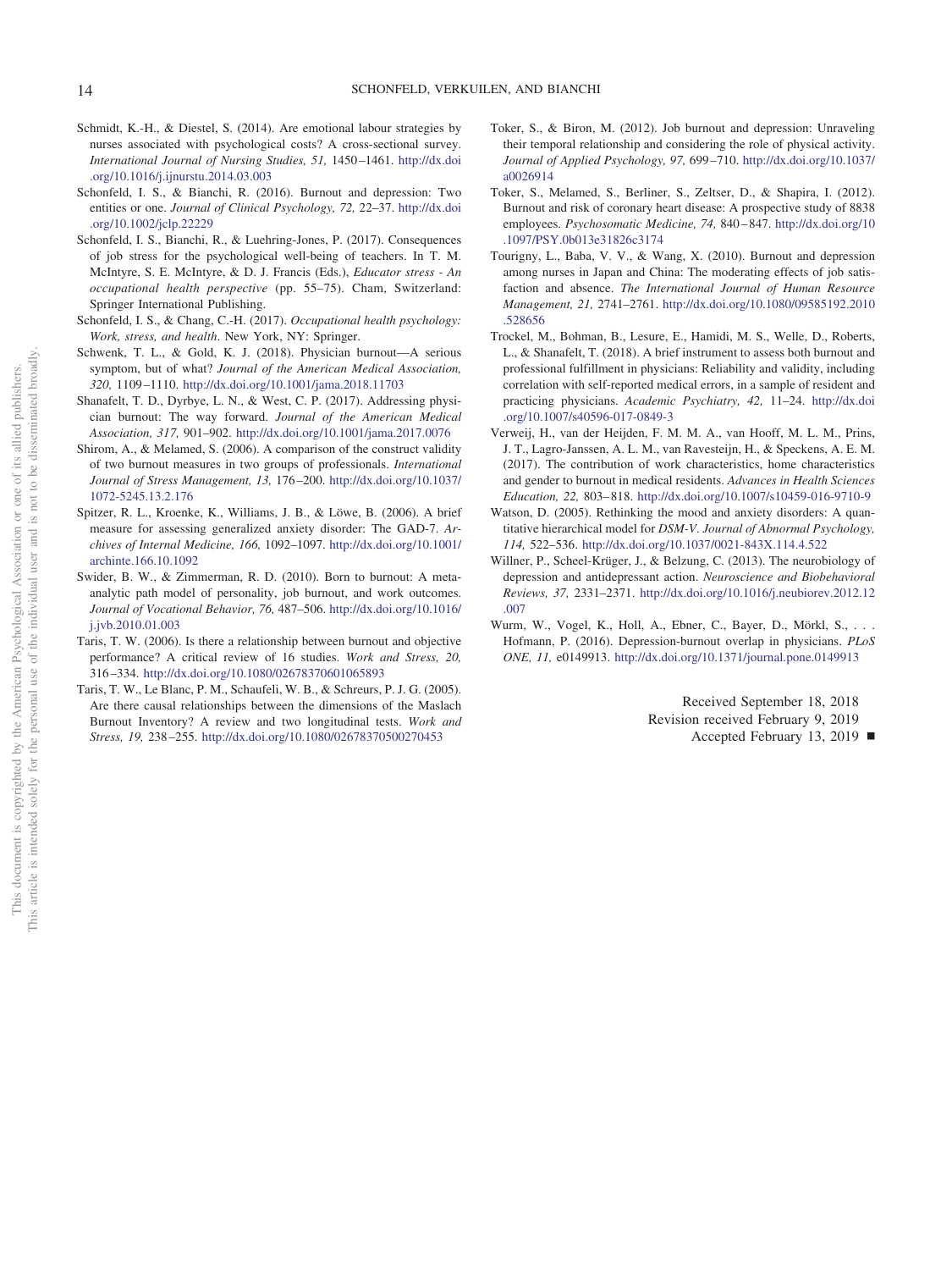Schmidt, K.-H., & Diestel, S. (2014). Are emotional labour strategies by nurses associated with psychological costs? A cross-sectional survey. *International Journal of Nursing Studies, 51,* 1450–1461. http://dx.doi.org/10.1016/j.ijnurstu.2014.03.003

Schonfeld, I. S., & Bianchi, R. (2016). Burnout and depression: Two entities or one. *Journal of Clinical Psychology, 72,* 22–37. http://dx.doi.org/10.1002/jclp.22229

Schonfeld, I. S., Bianchi, R., & Luehring-Jones, P. (2017). Consequences of job stress for the psychological well-being of teachers. In T. M. McIntyre, S. E. McIntyre, & D. J. Francis (Eds.), *Educator stress - An occupational health perspective* (pp. 55–75). Cham, Switzerland: Springer International Publishing.

Schonfeld, I. S., & Chang, C.-H. (2017). *Occupational health psychology: Work, stress, and health*. New York, NY: Springer.

Schwenk, T. L., & Gold, K. J. (2018). Physician burnout—A serious symptom, but of what? *Journal of the American Medical Association, 320,* 1109–1110. http://dx.doi.org/10.1001/jama.2018.11703

Shanafelt, T. D., Dyrbye, L. N., & West, C. P. (2017). Addressing physician burnout: The way forward. *Journal of the American Medical Association, 317,* 901–902. http://dx.doi.org/10.1001/jama.2017.0076

Shirom, A., & Melamed, S. (2006). A comparison of the construct validity of two burnout measures in two groups of professionals. *International Journal of Stress Management, 13,* 176–200. http://dx.doi.org/10.1037/1072-5245.13.2.176

Spitzer, R. L., Kroenke, K., Williams, J. B., & Löwe, B. (2006). A brief measure for assessing generalized anxiety disorder: The GAD-7. *Archives of Internal Medicine, 166,* 1092–1097. http://dx.doi.org/10.1001/archinte.166.10.1092

Swider, B. W., & Zimmerman, R. D. (2010). Born to burnout: A meta-analytic path model of personality, job burnout, and work outcomes. *Journal of Vocational Behavior, 76,* 487–506. http://dx.doi.org/10.1016/j.jvb.2010.01.003

Taris, T. W. (2006). Is there a relationship between burnout and objective performance? A critical review of 16 studies. *Work and Stress, 20,* 316–334. http://dx.doi.org/10.1080/02678370601065893

Taris, T. W., Le Blanc, P. M., Schaufeli, W. B., & Schreurs, P. J. G. (2005). Are there causal relationships between the dimensions of the Maslach Burnout Inventory? A review and two longitudinal tests. *Work and Stress, 19,* 238–255. http://dx.doi.org/10.1080/02678370500270453

Toker, S., & Biron, M. (2012). Job burnout and depression: Unraveling their temporal relationship and considering the role of physical activity. *Journal of Applied Psychology, 97,* 699–710. http://dx.doi.org/10.1037/a0026914

Toker, S., Melamed, S., Berliner, S., Zeltser, D., & Shapira, I. (2012). Burnout and risk of coronary heart disease: A prospective study of 8838 employees. *Psychosomatic Medicine, 74,* 840–847. http://dx.doi.org/10.1097/PSY.0b013e31826c3174

Tourigny, L., Baba, V. V., & Wang, X. (2010). Burnout and depression among nurses in Japan and China: The moderating effects of job satisfaction and absence. *The International Journal of Human Resource Management, 21,* 2741–2761. http://dx.doi.org/10.1080/09585192.2010.528656

Trockel, M., Bohman, B., Lesure, E., Hamidi, M. S., Welle, D., Roberts, L., & Shanafelt, T. (2018). A brief instrument to assess both burnout and professional fulfillment in physicians: Reliability and validity, including correlation with self-reported medical errors, in a sample of resident and practicing physicians. *Academic Psychiatry, 42,* 11–24. http://dx.doi.org/10.1007/s40596-017-0849-3

Verweij, H., van der Heijden, F. M. M. A., van Hooff, M. L. M., Prins, J. T., Lagro-Janssen, A. L. M., van Ravesteijn, H., & Speckens, A. E. M. (2017). The contribution of work characteristics, home characteristics and gender to burnout in medical residents. *Advances in Health Sciences Education, 22,* 803–818. http://dx.doi.org/10.1007/s10459-016-9710-9

Watson, D. (2005). Rethinking the mood and anxiety disorders: A quantitative hierarchical model for *DSM-V*. *Journal of Abnormal Psychology, 114,* 522–536. http://dx.doi.org/10.1037/0021-843X.114.4.522

Willner, P., Scheel-Krüger, J., & Belzung, C. (2013). The neurobiology of depression and antidepressant action. *Neuroscience and Biobehavioral Reviews, 37,* 2331–2371. http://dx.doi.org/10.1016/j.neubiorev.2012.12.007

Wurm, W., Vogel, K., Holl, A., Ebner, C., Bayer, D., Mörkl, S., . . . Hofmann, P. (2016). Depression-burnout overlap in physicians. *PLoS ONE, 11,* e0149913. http://dx.doi.org/10.1371/journal.pone.0149913

Received September 18, 2018
Revision received February 9, 2019
Accepted February 13, 2019 ■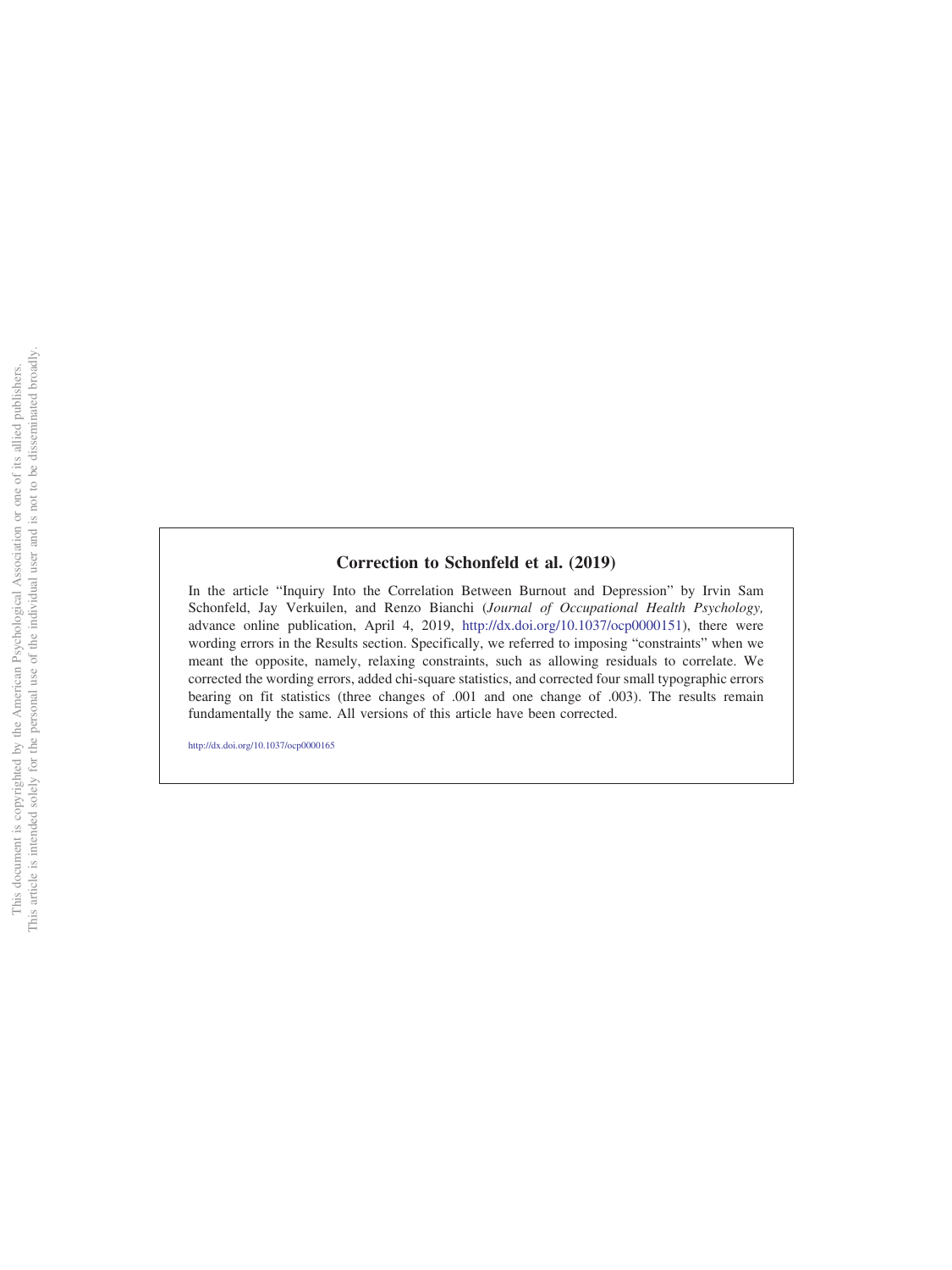## Correction to Schonfeld et al. (2019)

In the article "Inquiry Into the Correlation Between Burnout and Depression" by Irvin Sam Schonfeld, Jay Verkuilen, and Renzo Bianchi (*Journal of Occupational Health Psychology,* advance online publication, April 4, 2019, http://dx.doi.org/10.1037/ocp0000151), there were wording errors in the Results section. Specifically, we referred to imposing "constraints" when we meant the opposite, namely, relaxing constraints, such as allowing residuals to correlate. We corrected the wording errors, added chi-square statistics, and corrected four small typographic errors bearing on fit statistics (three changes of .001 and one change of .003). The results remain fundamentally the same. All versions of this article have been corrected.

http://dx.doi.org/10.1037/ocp0000165